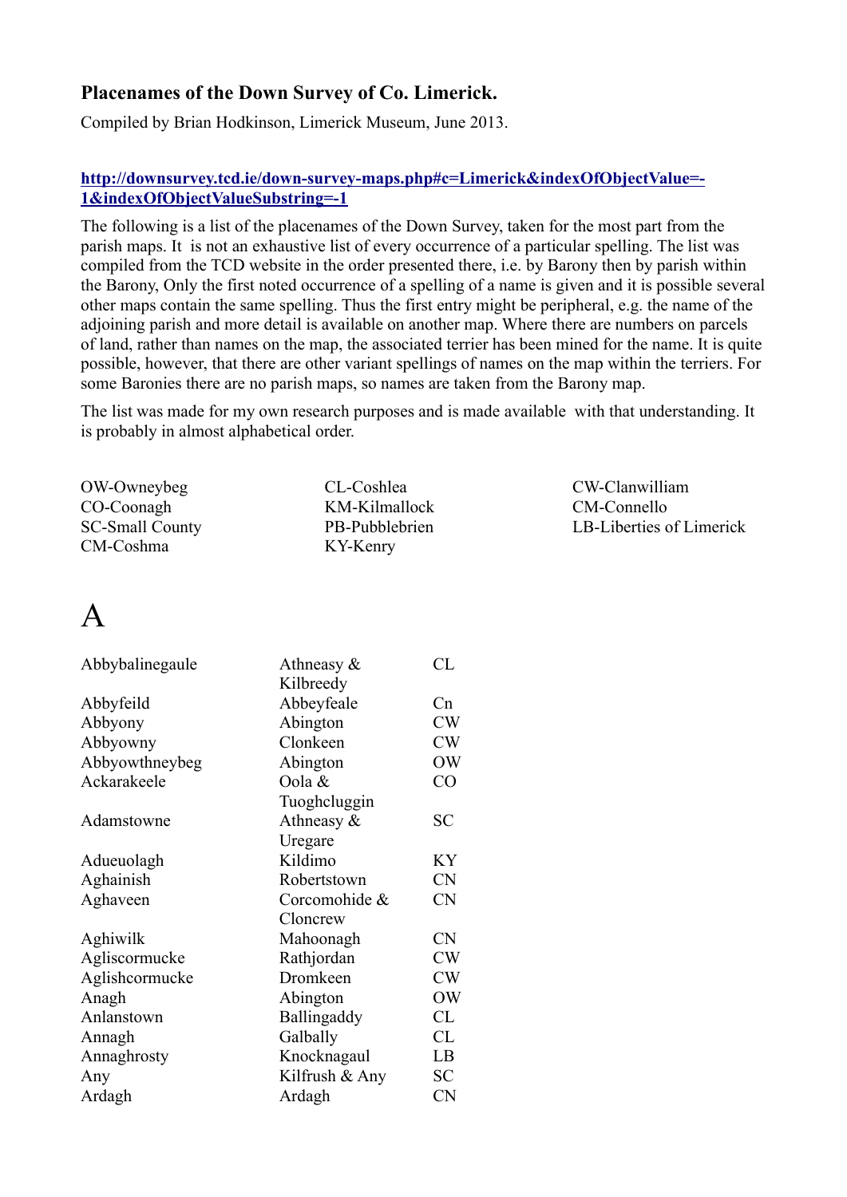### Placenames of the Down Survey of Co. Limerick.

Compiled by Brian Hodkinson, Limerick Museum, June 2013.

**http://downsurvey.tcd.ie/down-survey-maps.php#c=Limerick&indexOfObjectValue=-1&indexOfObjectValueSubstring=-1**

The following is a list of the placenames of the Down Survey, taken for the most part from the parish maps. It is not an exhaustive list of every occurrence of a particular spelling. The list was compiled from the TCD website in the order presented there, i.e. by Barony then by parish within the Barony, Only the first noted occurrence of a spelling of a name is given and it is possible several other maps contain the same spelling. Thus the first entry might be peripheral, e.g. the name of the adjoining parish and more detail is available on another map. Where there are numbers on parcels of land, rather than names on the map, the associated terrier has been mined for the name. It is quite possible, however, that there are other variant spellings of names on the map within the terriers. For some Baronies there are no parish maps, so names are taken from the Barony map.

The list was made for my own research purposes and is made available with that understanding. It is probably in almost alphabetical order.

OW-Owneybeg
CO-Coonagh
SC-Small County
CM-Coshma
CL-Coshlea
KM-Kilmallock
PB-Pubblebrien
KY-Kenry
CW-Clanwilliam
CM-Connello
LB-Liberties of Limerick

# A

| | | |
|---|---|---|
| Abbybalinegaule | Athneasy & Kilbreedy | CL |
| Abbyfeild | Abbeyfeale | Cn |
| Abbyony | Abington | CW |
| Abbyowny | Clonkeen | CW |
| Abbyowthneybeg | Abington | OW |
| Ackarakeele | Oola & Tuoghcluggin | CO |
| Adamstowne | Athneasy & Uregare | SC |
| Adueuolagh | Kildimo | KY |
| Aghainish | Robertstown | CN |
| Aghaveen | Corcomohide & Cloncrew | CN |
| Aghiwilk | Mahoonagh | CN |
| Agliscormucke | Rathjordan | CW |
| Aglishcormucke | Dromkeen | CW |
| Anagh | Abington | OW |
| Anlanstown | Ballingaddy | CL |
| Annagh | Galbally | CL |
| Annaghrosty | Knocknagaul | LB |
| Any | Kilfrush & Any | SC |
| Ardagh | Ardagh | CN |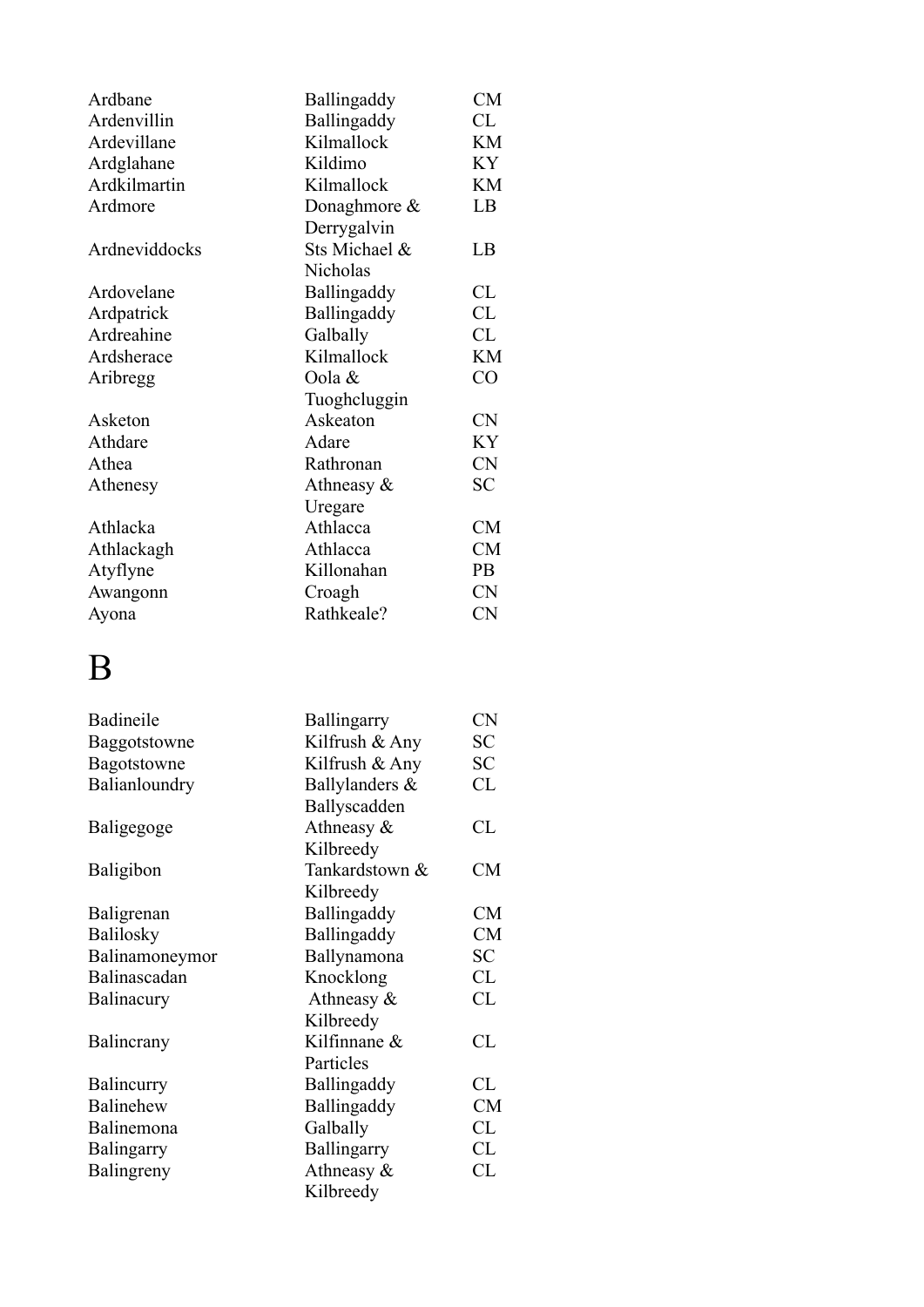| | | |
|---|---|---|
| Ardbane | Ballingaddy | CM |
| Ardenvillin | Ballingaddy | CL |
| Ardevillane | Kilmallock | KM |
| Ardglahane | Kildimo | KY |
| Ardkilmartin | Kilmallock | KM |
| Ardmore | Donaghmore & Derrygalvin | LB |
| Ardneviddocks | Sts Michael & Nicholas | LB |
| Ardovelane | Ballingaddy | CL |
| Ardpatrick | Ballingaddy | CL |
| Ardreahine | Galbally | CL |
| Ardsherace | Kilmallock | KM |
| Aribregg | Oola & Tuoghcluggin | CO |
| Asketon | Askeaton | CN |
| Athdare | Adare | KY |
| Athea | Rathronan | CN |
| Athenesy | Athneasy & Uregare | SC |
| Athlacka | Athlacca | CM |
| Athlackagh | Athlacca | CM |
| Atyflyne | Killonahan | PB |
| Awangonn | Croagh | CN |
| Ayona | Rathkeale? | CN |

# B

| | | |
|---|---|---|
| Badineile | Ballingarry | CN |
| Baggotstowne | Kilfrush & Any | SC |
| Bagotstowne | Kilfrush & Any | SC |
| Balianloundry | Ballylanders & Ballyscadden | CL |
| Baligegoge | Athneasy & Kilbreedy | CL |
| Baligibon | Tankardstown & Kilbreedy | CM |
| Baligrenan | Ballingaddy | CM |
| Balilosky | Ballingaddy | CM |
| Balinamoneymor | Ballynamona | SC |
| Balinascadan | Knocklong | CL |
| Balinacury | Athneasy & Kilbreedy | CL |
| Balincrany | Kilfinnane & Particles | CL |
| Balincurry | Ballingaddy | CL |
| Balinehew | Ballingaddy | CM |
| Balinemona | Galbally | CL |
| Balingarry | Ballingarry | CL |
| Balingreny | Athneasy & Kilbreedy | CL |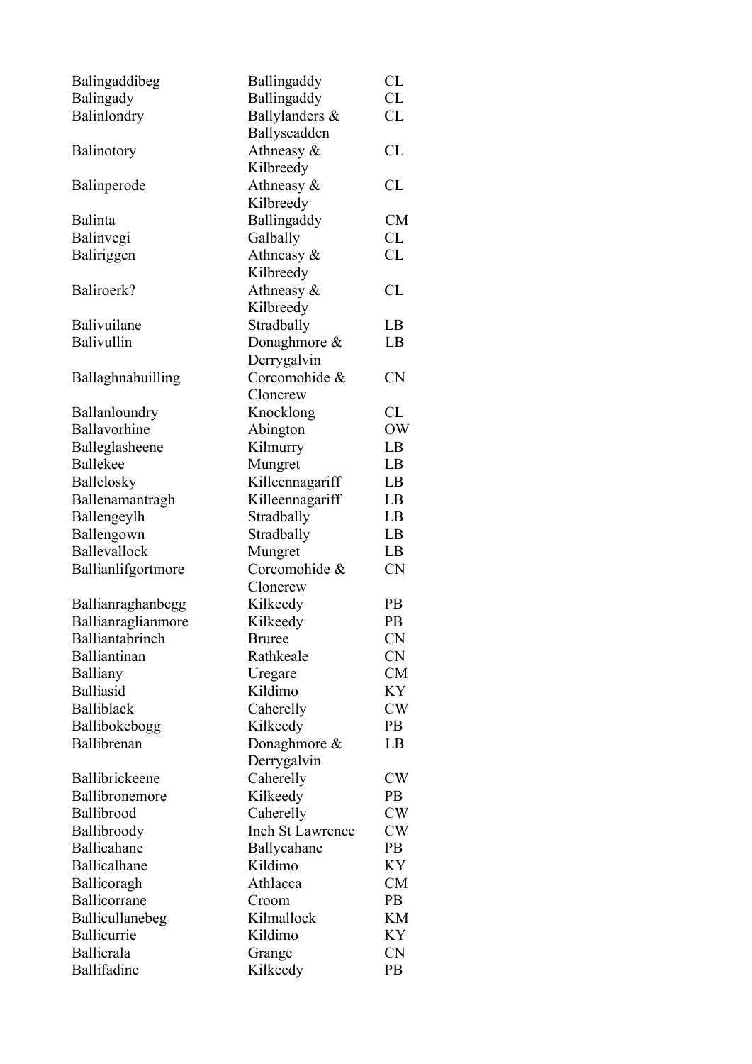| | | |
|---|---|---|
| Balingaddibeg | Ballingaddy | CL |
| Balingady | Ballingaddy | CL |
| Balinlondry | Ballylanders & Ballyscadden | CL |
| Balinotory | Athneasy & Kilbreedy | CL |
| Balinperode | Athneasy & Kilbreedy | CL |
| Balinta | Ballingaddy | CM |
| Balinvegi | Galbally | CL |
| Baliriggen | Athneasy & Kilbreedy | CL |
| Baliroerk? | Athneasy & Kilbreedy | CL |
| Balivuilane | Stradbally | LB |
| Balivullin | Donaghmore & Derrygalvin | LB |
| Ballaghnahuilling | Corcomohide & Cloncrew | CN |
| Ballanloundry | Knocklong | CL |
| Ballavorhine | Abington | OW |
| Balleglasheene | Kilmurry | LB |
| Ballekee | Mungret | LB |
| Ballelosky | Killeennagariff | LB |
| Ballenamantragh | Killeennagariff | LB |
| Ballengeylh | Stradbally | LB |
| Ballengown | Stradbally | LB |
| Ballevallock | Mungret | LB |
| Ballianlifgortmore | Corcomohide & Cloncrew | CN |
| Ballianraghanbegg | Kilkeedy | PB |
| Ballianraglianmore | Kilkeedy | PB |
| Balliantabrinch | Bruree | CN |
| Balliantinan | Rathkeale | CN |
| Balliany | Uregare | CM |
| Balliasid | Kildimo | KY |
| Balliblack | Caherelly | CW |
| Ballibokebogg | Kilkeedy | PB |
| Ballibrenan | Donaghmore & Derrygalvin | LB |
| Ballibrickeene | Caherelly | CW |
| Ballibronemore | Kilkeedy | PB |
| Ballibrood | Caherelly | CW |
| Ballibroody | Inch St Lawrence | CW |
| Ballicahane | Ballycahane | PB |
| Ballicalhane | Kildimo | KY |
| Ballicoragh | Athlacca | CM |
| Ballicorrane | Croom | PB |
| Ballicullanebeg | Kilmallock | KM |
| Ballicurrie | Kildimo | KY |
| Ballierala | Grange | CN |
| Ballifadine | Kilkeedy | PB |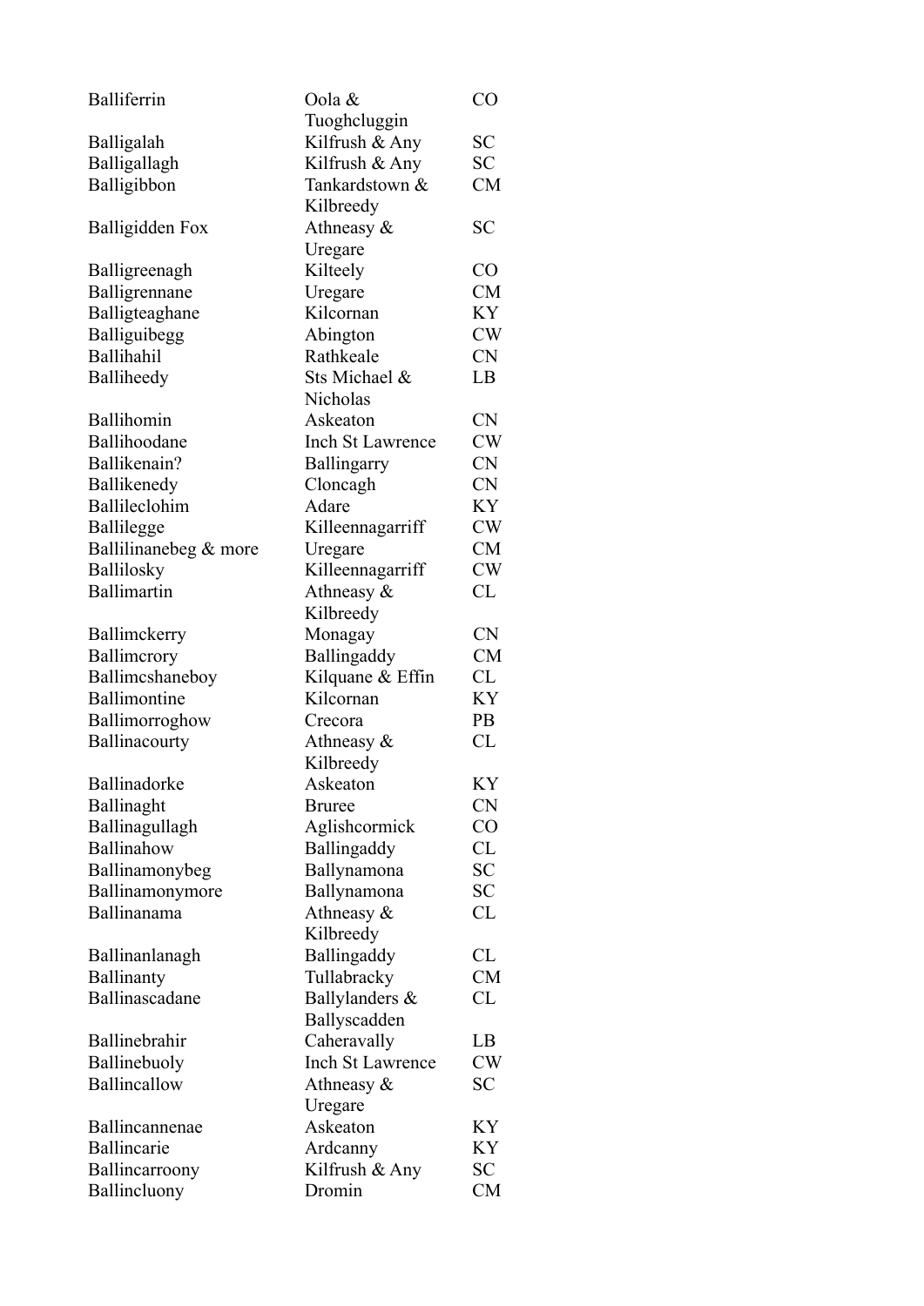| | | |
|---|---|---|
| Balliferrin | Oola & Tuoghcluggin | CO |
| Balligalah | Kilfrush & Any | SC |
| Balligallagh | Kilfrush & Any | SC |
| Balligibbon | Tankardstown & Kilbreedy | CM |
| Balligidden Fox | Athneasy & Uregare | SC |
| Balligreenagh | Kilteely | CO |
| Balligrennane | Uregare | CM |
| Balligteaghane | Kilcornan | KY |
| Balliguibegg | Abington | CW |
| Ballihahil | Rathkeale | CN |
| Balliheedy | Sts Michael & Nicholas | LB |
| Ballihomin | Askeaton | CN |
| Ballihoodane | Inch St Lawrence | CW |
| Ballikenain? | Ballingarry | CN |
| Ballikenedy | Cloncagh | CN |
| Ballileclohim | Adare | KY |
| Ballilegge | Killeennagarriff | CW |
| Ballilinanebeg & more | Uregare | CM |
| Ballilosky | Killeennagarriff | CW |
| Ballimartin | Athneasy & Kilbreedy | CL |
| Ballimckerry | Monagay | CN |
| Ballimcrory | Ballingaddy | CM |
| Ballimcshaneboy | Kilquane & Effin | CL |
| Ballimontine | Kilcornan | KY |
| Ballimorroghow | Crecora | PB |
| Ballinacourty | Athneasy & Kilbreedy | CL |
| Ballinadorke | Askeaton | KY |
| Ballinaght | Bruree | CN |
| Ballinagullagh | Aglishcormick | CO |
| Ballinahow | Ballingaddy | CL |
| Ballinamonybeg | Ballynamona | SC |
| Ballinamonymore | Ballynamona | SC |
| Ballinanama | Athneasy & Kilbreedy | CL |
| Ballinanlanagh | Ballingaddy | CL |
| Ballinanty | Tullabracky | CM |
| Ballinascadane | Ballylanders & Ballyscadden | CL |
| Ballinebrahir | Caheravally | LB |
| Ballinebuoly | Inch St Lawrence | CW |
| Ballincallow | Athneasy & Uregare | SC |
| Ballincannenae | Askeaton | KY |
| Ballincarie | Ardcanny | KY |
| Ballincarroony | Kilfrush & Any | SC |
| Ballincluony | Dromin | CM |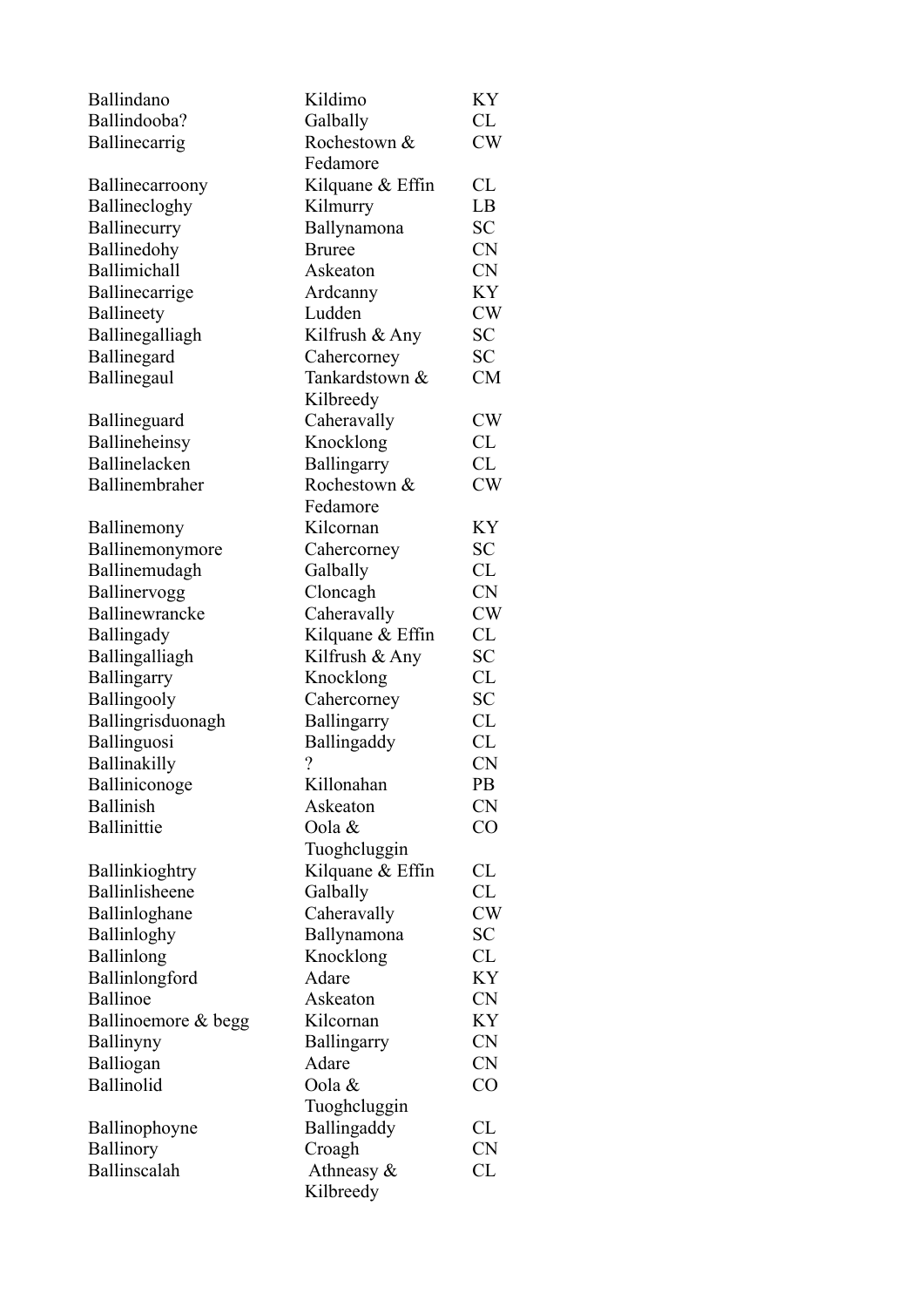| | | |
|---|---|---|
| Ballindano | Kildimo | KY |
| Ballindooba? | Galbally | CL |
| Ballinecarrig | Rochestown & Fedamore | CW |
| Ballinecarroony | Kilquane & Effin | CL |
| Ballinecloghy | Kilmurry | LB |
| Ballinecurry | Ballynamona | SC |
| Ballinedohy | Bruree | CN |
| Ballimichall | Askeaton | CN |
| Ballinecarrige | Ardcanny | KY |
| Ballineety | Ludden | CW |
| Ballinegalliagh | Kilfrush & Any | SC |
| Ballinegard | Cahercorney | SC |
| Ballinegaul | Tankardstown & Kilbreedy | CM |
| Ballineguard | Caheravally | CW |
| Ballineheinsy | Knocklong | CL |
| Ballinelacken | Ballingarry | CL |
| Ballinembraher | Rochestown & Fedamore | CW |
| Ballinemony | Kilcornan | KY |
| Ballinemonymore | Cahercorney | SC |
| Ballinemudagh | Galbally | CL |
| Ballinervogg | Cloncagh | CN |
| Ballinewrancke | Caheravally | CW |
| Ballingady | Kilquane & Effin | CL |
| Ballingalliagh | Kilfrush & Any | SC |
| Ballingarry | Knocklong | CL |
| Ballingooly | Cahercorney | SC |
| Ballingrisduonagh | Ballingarry | CL |
| Ballinguosi | Ballingaddy | CL |
| Ballinakilly | ? | CN |
| Balliniconoge | Killonahan | PB |
| Ballinish | Askeaton | CN |
| Ballinittie | Oola & Tuoghcluggin | CO |
| Ballinkioghtry | Kilquane & Effin | CL |
| Ballinlisheene | Galbally | CL |
| Ballinloghane | Caheravally | CW |
| Ballinloghy | Ballynamona | SC |
| Ballinlong | Knocklong | CL |
| Ballinlongford | Adare | KY |
| Ballinoe | Askeaton | CN |
| Ballinoemore & begg | Kilcornan | KY |
| Ballinyny | Ballingarry | CN |
| Balliogan | Adare | CN |
| Ballinolid | Oola & Tuoghcluggin | CO |
| Ballinophoyne | Ballingaddy | CL |
| Ballinory | Croagh | CN |
| Ballinscalah | Athneasy & Kilbreedy | CL |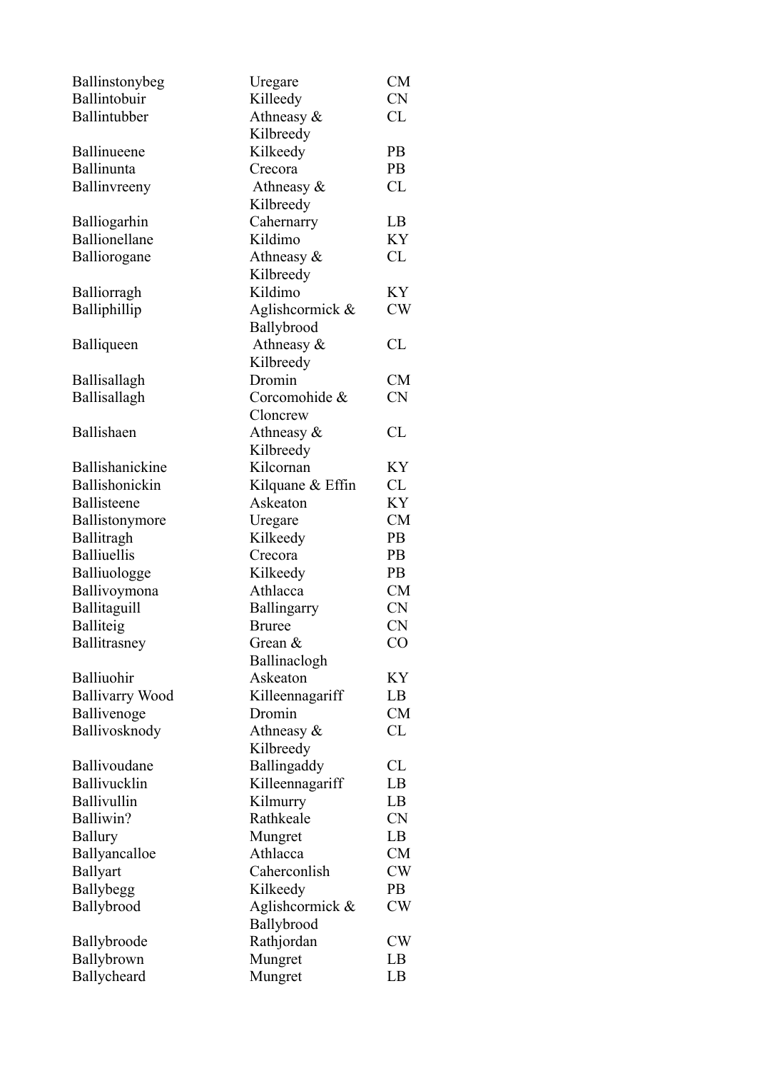| | | |
|---|---|---|
| Ballinstonybeg | Uregare | CM |
| Ballintobuir | Killeedy | CN |
| Ballintubber | Athneasy & Kilbreedy | CL |
| Ballinueene | Kilkeedy | PB |
| Ballinunta | Crecora | PB |
| Ballinvreeny | Athneasy & Kilbreedy | CL |
| Balliogarhin | Cahernarry | LB |
| Ballionellane | Kildimo | KY |
| Balliorogane | Athneasy & Kilbreedy | CL |
| Balliorragh | Kildimo | KY |
| Balliphillip | Aglishcormick & Ballybrood | CW |
| Balliqueen | Athneasy & Kilbreedy | CL |
| Ballisallagh | Dromin | CM |
| Ballisallagh | Corcomohide & Cloncrew | CN |
| Ballishaen | Athneasy & Kilbreedy | CL |
| Ballishanickine | Kilcornan | KY |
| Ballishonickin | Kilquane & Effin | CL |
| Ballisteene | Askeaton | KY |
| Ballistonymore | Uregare | CM |
| Ballitragh | Kilkeedy | PB |
| Balliuellis | Crecora | PB |
| Balliuologge | Kilkeedy | PB |
| Ballivoymona | Athlacca | CM |
| Ballitaguill | Ballingarry | CN |
| Balliteig | Bruree | CN |
| Ballitrasney | Grean & Ballinaclogh | CO |
| Balliuohir | Askeaton | KY |
| Ballivarry Wood | Killeennagariff | LB |
| Ballivenoge | Dromin | CM |
| Ballivosknody | Athneasy & Kilbreedy | CL |
| Ballivoudane | Ballingaddy | CL |
| Ballivucklin | Killeennagariff | LB |
| Ballivullin | Kilmurry | LB |
| Balliwin? | Rathkeale | CN |
| Ballury | Mungret | LB |
| Ballyancalloe | Athlacca | CM |
| Ballyart | Caherconlish | CW |
| Ballybegg | Kilkeedy | PB |
| Ballybrood | Aglishcormick & Ballybrood | CW |
| Ballybroode | Rathjordan | CW |
| Ballybrown | Mungret | LB |
| Ballycheard | Mungret | LB |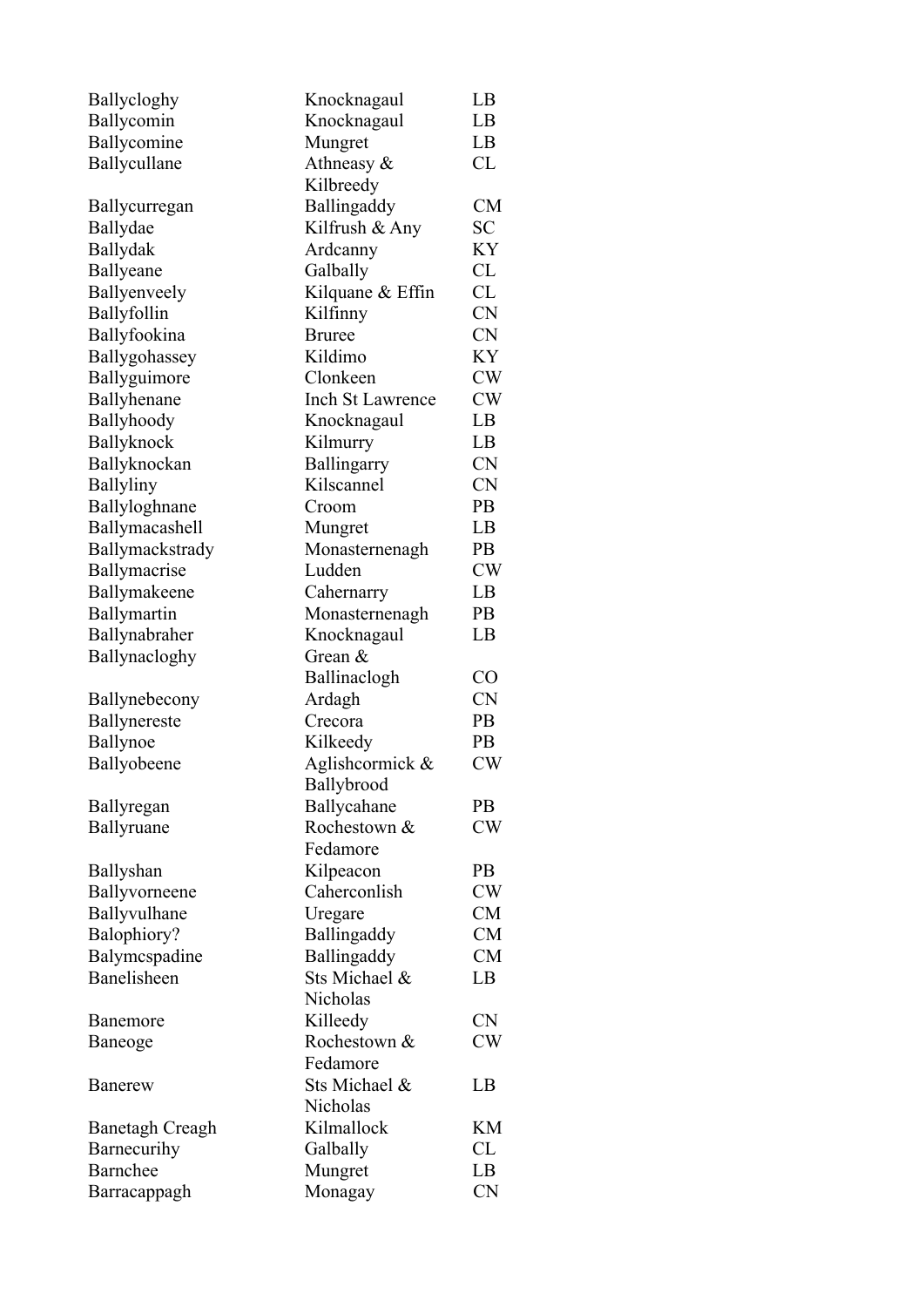| | | |
|---|---|---|
| Ballycloghy | Knocknagaul | LB |
| Ballycomin | Knocknagaul | LB |
| Ballycomine | Mungret | LB |
| Ballycullane | Athneasy & Kilbreedy | CL |
| Ballycurregan | Ballingaddy | CM |
| Ballydae | Kilfrush & Any | SC |
| Ballydak | Ardcanny | KY |
| Ballyeane | Galbally | CL |
| Ballyenveely | Kilquane & Effin | CL |
| Ballyfollin | Kilfinny | CN |
| Ballyfookina | Bruree | CN |
| Ballygohassey | Kildimo | KY |
| Ballyguimore | Clonkeen | CW |
| Ballyhenane | Inch St Lawrence | CW |
| Ballyhoody | Knocknagaul | LB |
| Ballyknock | Kilmurry | LB |
| Ballyknockan | Ballingarry | CN |
| Ballyliny | Kilscannel | CN |
| Ballyloghnane | Croom | PB |
| Ballymacashell | Mungret | LB |
| Ballymackstrady | Monasternenagh | PB |
| Ballymacrise | Ludden | CW |
| Ballymakeene | Cahernarry | LB |
| Ballymartin | Monasternenagh | PB |
| Ballynabraher | Knocknagaul | LB |
| Ballynacloghy | Grean & Ballinaclogh | CO |
| Ballynebecony | Ardagh | CN |
| Ballynereste | Crecora | PB |
| Ballynoe | Kilkeedy | PB |
| Ballyobeene | Aglishcormick & Ballybrood | CW |
| Ballyregan | Ballycahane | PB |
| Ballyruane | Rochestown & Fedamore | CW |
| Ballyshan | Kilpeacon | PB |
| Ballyvorneene | Caherconlish | CW |
| Ballyvulhane | Uregare | CM |
| Balophiory? | Ballingaddy | CM |
| Balymcspadine | Ballingaddy | CM |
| Banelisheen | Sts Michael & Nicholas | LB |
| Banemore | Killeedy | CN |
| Baneoge | Rochestown & Fedamore | CW |
| Banerew | Sts Michael & Nicholas | LB |
| Banetagh Creagh | Kilmallock | KM |
| Barnecurihy | Galbally | CL |
| Barnchee | Mungret | LB |
| Barracappagh | Monagay | CN |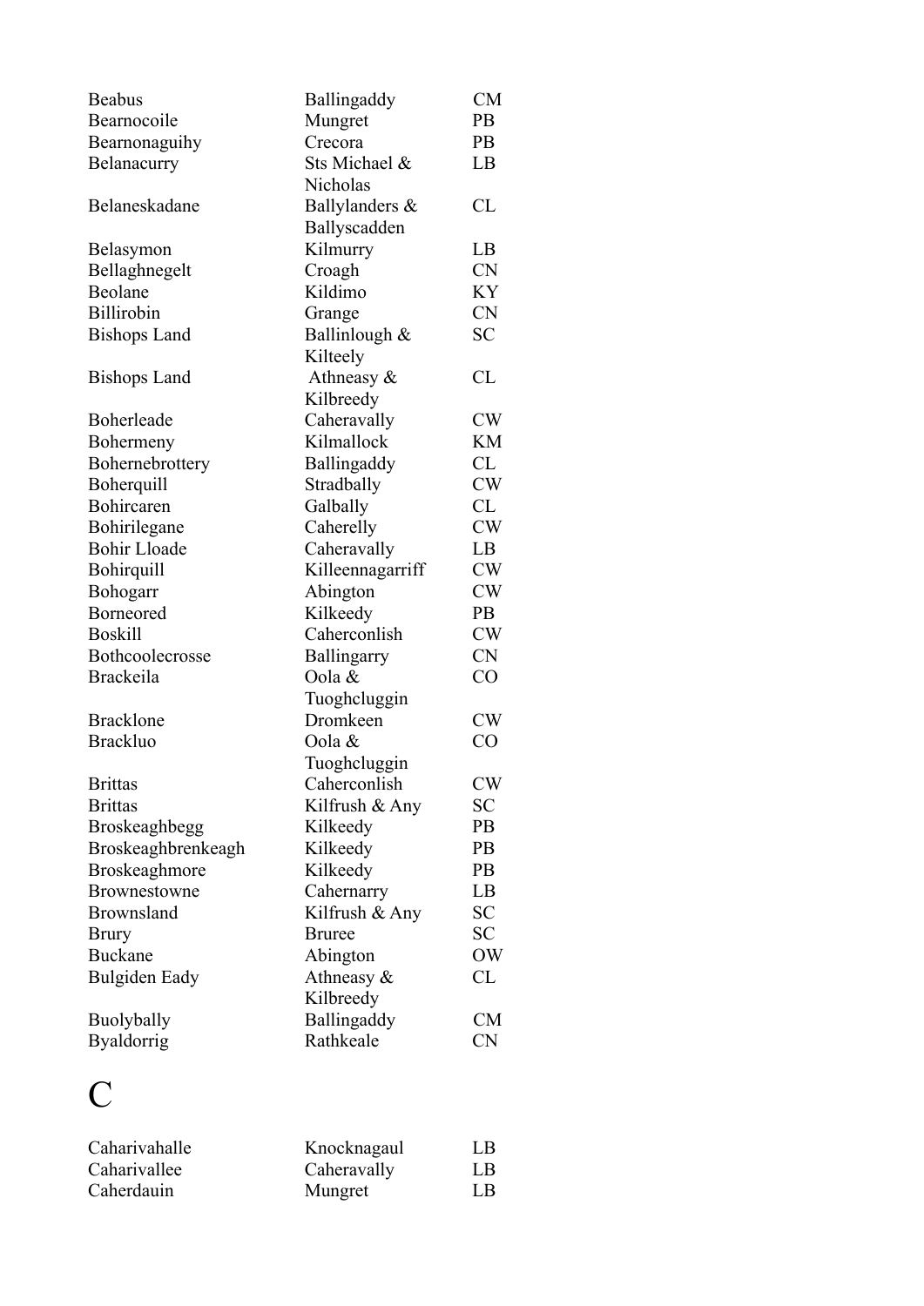| | | |
|---|---|---|
| Beabus | Ballingaddy | CM |
| Bearnocoile | Mungret | PB |
| Bearnonaguihy | Crecora | PB |
| Belanacurry | Sts Michael & Nicholas | LB |
| Belaneskadane | Ballylanders & Ballyscadden | CL |
| Belasymon | Kilmurry | LB |
| Bellaghnegelt | Croagh | CN |
| Beolane | Kildimo | KY |
| Billirobin | Grange | CN |
| Bishops Land | Ballinlough & Kilteely | SC |
| Bishops Land | Athneasy & Kilbreedy | CL |
| Boherleade | Caheravally | CW |
| Bohermeny | Kilmallock | KM |
| Bohernebrottery | Ballingaddy | CL |
| Boherquill | Stradbally | CW |
| Bohircaren | Galbally | CL |
| Bohirilegane | Caherelly | CW |
| Bohir Lloade | Caheravally | LB |
| Bohirquill | Killeennagarriff | CW |
| Bohogarr | Abington | CW |
| Borneored | Kilkeedy | PB |
| Boskill | Caherconlish | CW |
| Bothcoolecrosse | Ballingarry | CN |
| Brackeila | Oola & Tuoghcluggin | CO |
| Bracklone | Dromkeen | CW |
| Brackluo | Oola & Tuoghcluggin | CO |
| Brittas | Caherconlish | CW |
| Brittas | Kilfrush & Any | SC |
| Broskeaghbegg | Kilkeedy | PB |
| Broskeaghbrenkeagh | Kilkeedy | PB |
| Broskeaghmore | Kilkeedy | PB |
| Brownestowne | Cahernarry | LB |
| Brownsland | Kilfrush & Any | SC |
| Brury | Bruree | SC |
| Buckane | Abington | OW |
| Bulgiden Eady | Athneasy & Kilbreedy | CL |
| Buolybally | Ballingaddy | CM |
| Byaldorrig | Rathkeale | CN |

# C

| | | |
|---|---|---|
| Caharivahalle | Knocknagaul | LB |
| Caharivallee | Caheravally | LB |
| Caherdauin | Mungret | LB |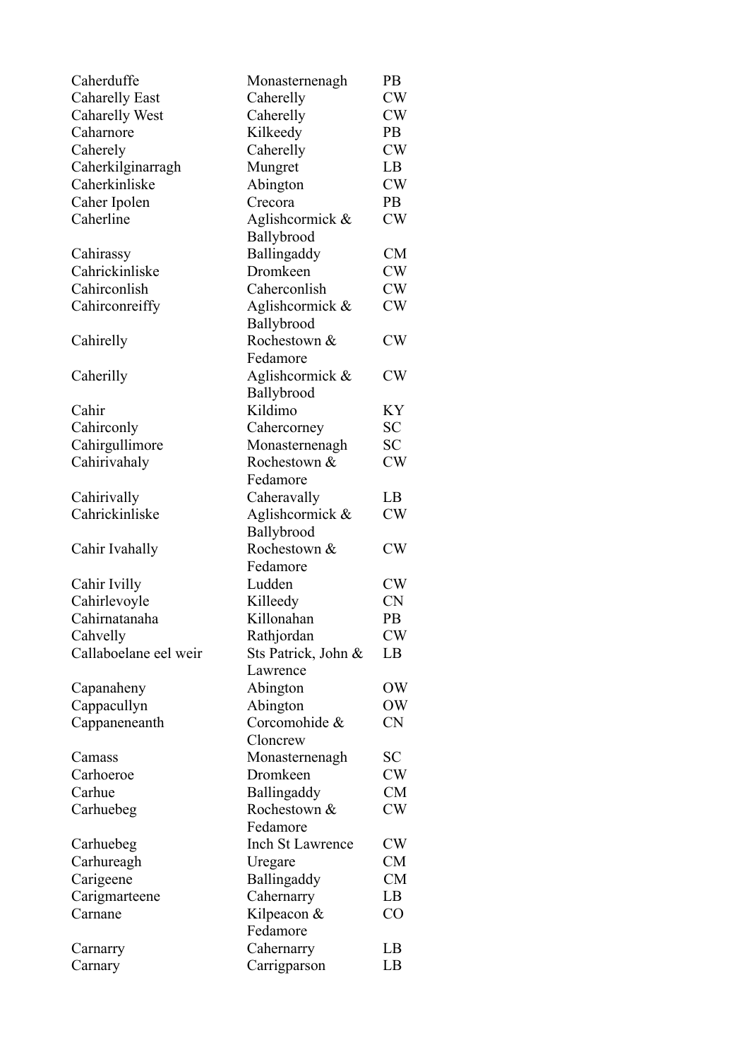| | | |
|---|---|---|
| Caherduffe | Monasternenagh | PB |
| Caharelly East | Caherelly | CW |
| Caharelly West | Caherelly | CW |
| Caharnore | Kilkeedy | PB |
| Caherely | Caherelly | CW |
| Caherkilginarragh | Mungret | LB |
| Caherkinliske | Abington | CW |
| Caher Ipolen | Crecora | PB |
| Caherline | Aglishcormick & Ballybrood | CW |
| Cahirassy | Ballingaddy | CM |
| Cahrickinliske | Dromkeen | CW |
| Cahirconlish | Caherconlish | CW |
| Cahirconreiffy | Aglishcormick & Ballybrood | CW |
| Cahirelly | Rochestown & Fedamore | CW |
| Caherilly | Aglishcormick & Ballybrood | CW |
| Cahir | Kildimo | KY |
| Cahirconly | Cahercorney | SC |
| Cahirgullimore | Monasternenagh | SC |
| Cahirivahaly | Rochestown & Fedamore | CW |
| Cahirivally | Caheravally | LB |
| Cahrickinliske | Aglishcormick & Ballybrood | CW |
| Cahir Ivahally | Rochestown & Fedamore | CW |
| Cahir Ivilly | Ludden | CW |
| Cahirlevoyle | Killeedy | CN |
| Cahirnatanaha | Killonahan | PB |
| Cahvelly | Rathjordan | CW |
| Callaboelane eel weir | Sts Patrick, John & Lawrence | LB |
| Capanaheny | Abington | OW |
| Cappacullyn | Abington | OW |
| Cappaneneanth | Corcomohide & Cloncrew | CN |
| Camass | Monasternenagh | SC |
| Carhoeroe | Dromkeen | CW |
| Carhue | Ballingaddy | CM |
| Carhuebeg | Rochestown & Fedamore | CW |
| Carhuebeg | Inch St Lawrence | CW |
| Carhureagh | Uregare | CM |
| Carigeene | Ballingaddy | CM |
| Carigmarteene | Cahernarry | LB |
| Carnane | Kilpeacon & Fedamore | CO |
| Carnarry | Cahernarry | LB |
| Carnary | Carrigparson | LB |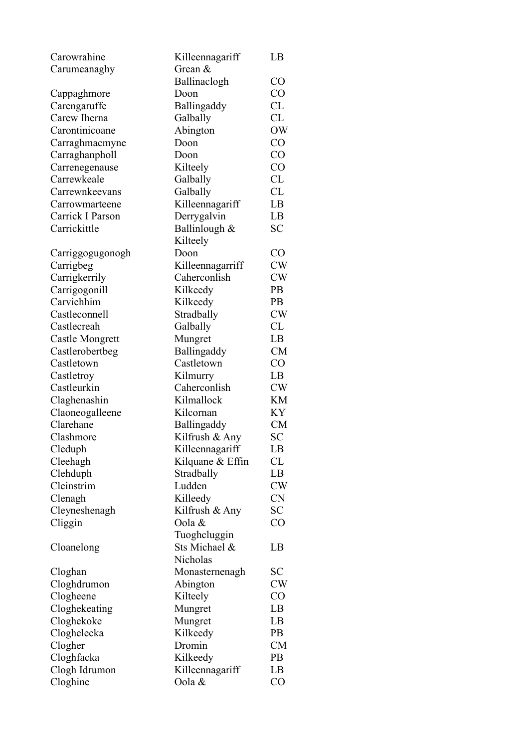| | | |
|---|---|---|
| Carowrahine | Killeennagariff | LB |
| Carumeanaghy | Grean & Ballinaclogh | CO |
| Cappaghmore | Doon | CO |
| Carengaruffe | Ballingaddy | CL |
| Carew Iherna | Galbally | CL |
| Carontinicoane | Abington | OW |
| Carraghmacmyne | Doon | CO |
| Carraghanpholl | Doon | CO |
| Carrenegenause | Kilteely | CO |
| Carrewkeale | Galbally | CL |
| Carrewnkeevans | Galbally | CL |
| Carrowmarteene | Killeennagariff | LB |
| Carrick I Parson | Derrygalvin | LB |
| Carrickittle | Ballinlough & Kilteely | SC |
| Carriggogugonogh | Doon | CO |
| Carrigbeg | Killeennagarriff | CW |
| Carrigkerrily | Caherconlish | CW |
| Carrigogonill | Kilkeedy | PB |
| Carvichhim | Kilkeedy | PB |
| Castleconnell | Stradbally | CW |
| Castlecreah | Galbally | CL |
| Castle Mongrett | Mungret | LB |
| Castlerobertbeg | Ballingaddy | CM |
| Castletown | Castletown | CO |
| Castletroy | Kilmurry | LB |
| Castleurkin | Caherconlish | CW |
| Claghenashin | Kilmallock | KM |
| Claoneogalleene | Kilcornan | KY |
| Clarehane | Ballingaddy | CM |
| Clashmore | Kilfrush & Any | SC |
| Cleduph | Killeennagariff | LB |
| Cleehagh | Kilquane & Effin | CL |
| Clehduph | Stradbally | LB |
| Cleinstrim | Ludden | CW |
| Clenagh | Killeedy | CN |
| Cleyneshenagh | Kilfrush & Any | SC |
| Cliggin | Oola & Tuoghcluggin | CO |
| Cloanelong | Sts Michael & Nicholas | LB |
| Cloghan | Monasternenagh | SC |
| Cloghdrumon | Abington | CW |
| Clogheene | Kilteely | CO |
| Cloghekeating | Mungret | LB |
| Cloghekoke | Mungret | LB |
| Cloghelecka | Kilkeedy | PB |
| Clogher | Dromin | CM |
| Cloghfacka | Kilkeedy | PB |
| Clogh Idrumon | Killeennagariff | LB |
| Cloghine | Oola & | CO |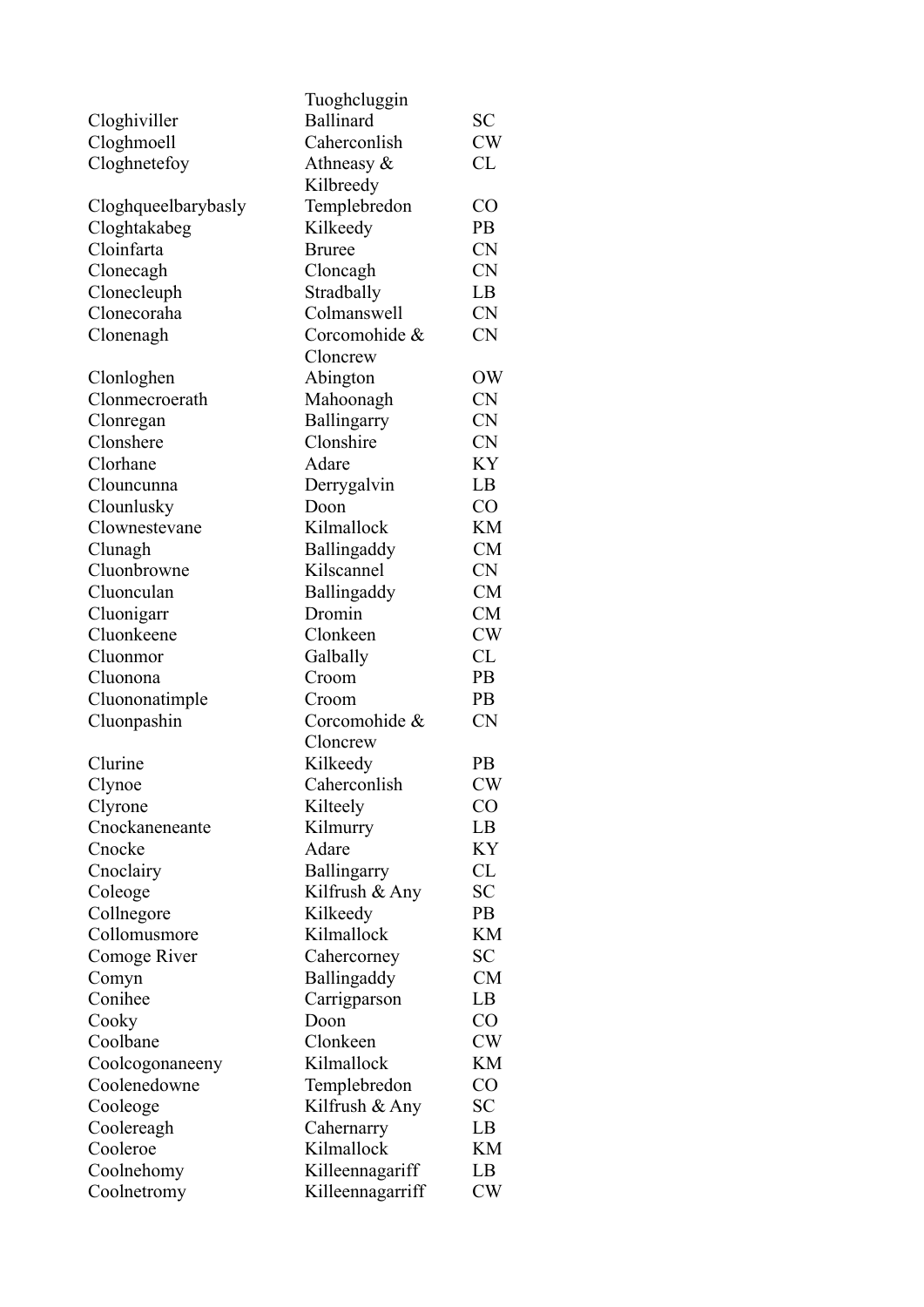| | | |
|---|---|---|
| | Tuoghcluggin | |
| Cloghiviller | Ballinard | SC |
| Cloghmoell | Caherconlish | CW |
| Cloghnetefoy | Athneasy & Kilbreedy | CL |
| Cloghqueelbarybasly | Templebredon | CO |
| Cloghtakabeg | Kilkeedy | PB |
| Cloinfarta | Bruree | CN |
| Clonecagh | Cloncagh | CN |
| Clonecleuph | Stradbally | LB |
| Clonecoraha | Colmanswell | CN |
| Clonenagh | Corcomohide & Cloncrew | CN |
| Clonloghen | Abington | OW |
| Clonmecroerath | Mahoonagh | CN |
| Clonregan | Ballingarry | CN |
| Clonshere | Clonshire | CN |
| Clorhane | Adare | KY |
| Clouncunna | Derrygalvin | LB |
| Clounlusky | Doon | CO |
| Clownestevane | Kilmallock | KM |
| Clunagh | Ballingaddy | CM |
| Cluonbrowne | Kilscannel | CN |
| Cluonculan | Ballingaddy | CM |
| Cluonigarr | Dromin | CM |
| Cluonkeene | Clonkeen | CW |
| Cluonmor | Galbally | CL |
| Cluonona | Croom | PB |
| Cluononatimple | Croom | PB |
| Cluonpashin | Corcomohide & Cloncrew | CN |
| Clurine | Kilkeedy | PB |
| Clynoe | Caherconlish | CW |
| Clyrone | Kilteely | CO |
| Cnockaneneante | Kilmurry | LB |
| Cnocke | Adare | KY |
| Cnoclairy | Ballingarry | CL |
| Coleoge | Kilfrush & Any | SC |
| Collnegore | Kilkeedy | PB |
| Collomusmore | Kilmallock | KM |
| Comoge River | Cahercorney | SC |
| Comyn | Ballingaddy | CM |
| Conihee | Carrigparson | LB |
| Cooky | Doon | CO |
| Coolbane | Clonkeen | CW |
| Coolcogonaneeny | Kilmallock | KM |
| Coolenedowne | Templebredon | CO |
| Cooleoge | Kilfrush & Any | SC |
| Coolereagh | Cahernarry | LB |
| Cooleroe | Kilmallock | KM |
| Coolnehomy | Killeennagariff | LB |
| Coolnetromy | Killeennagarriff | CW |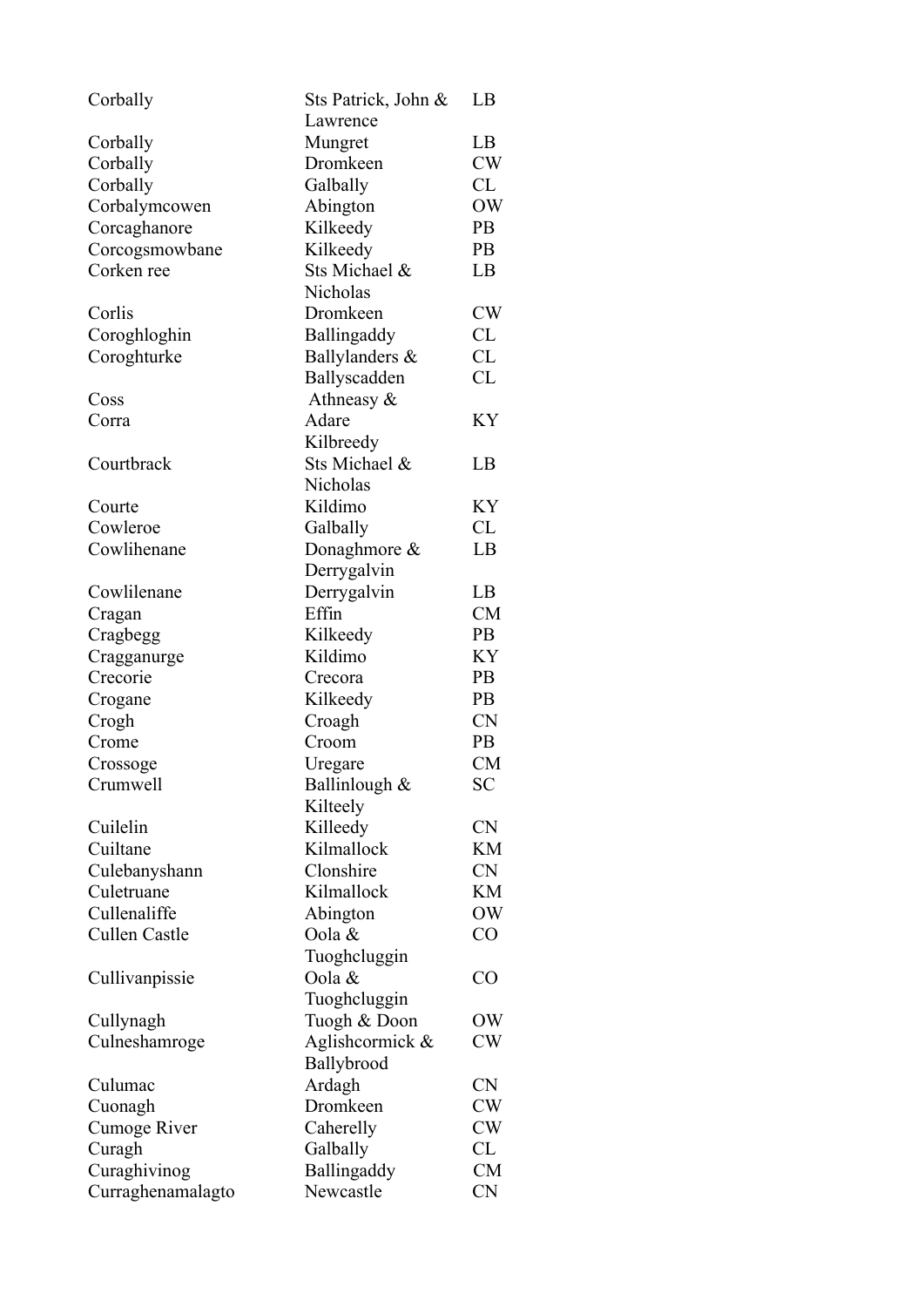| | | |
|---|---|---|
| Corbally | Sts Patrick, John & Lawrence | LB |
| Corbally | Mungret | LB |
| Corbally | Dromkeen | CW |
| Corbally | Galbally | CL |
| Corbalymcowen | Abington | OW |
| Corcaghanore | Kilkeedy | PB |
| Corcogsmowbane | Kilkeedy | PB |
| Corken ree | Sts Michael & Nicholas | LB |
| Corlis | Dromkeen | CW |
| Coroghloghin | Ballingaddy | CL |
| Coroghturke | Ballylanders & | CL |
| | Ballyscadden | CL |
| Coss | Athneasy & | |
| Corra | Adare | KY |
| | Kilbreedy | |
| Courtbrack | Sts Michael & Nicholas | LB |
| Courte | Kildimo | KY |
| Cowleroe | Galbally | CL |
| Cowlihenane | Donaghmore & Derrygalvin | LB |
| Cowlilenane | Derrygalvin | LB |
| Cragan | Effin | CM |
| Cragbegg | Kilkeedy | PB |
| Cragganurge | Kildimo | KY |
| Crecorie | Crecora | PB |
| Crogane | Kilkeedy | PB |
| Crogh | Croagh | CN |
| Crome | Croom | PB |
| Crossoge | Uregare | CM |
| Crumwell | Ballinlough & Kilteely | SC |
| Cuilelin | Killeedy | CN |
| Cuiltane | Kilmallock | KM |
| Culebanyshann | Clonshire | CN |
| Culetruane | Kilmallock | KM |
| Cullenaliffe | Abington | OW |
| Cullen Castle | Oola & Tuoghcluggin | CO |
| Cullivanpissie | Oola & Tuoghcluggin | CO |
| Cullynagh | Tuogh & Doon | OW |
| Culneshamroge | Aglishcormick & Ballybrood | CW |
| Culumac | Ardagh | CN |
| Cuonagh | Dromkeen | CW |
| Cumoge River | Caherelly | CW |
| Curagh | Galbally | CL |
| Curaghivinog | Ballingaddy | CM |
| Curraghenamalagto | Newcastle | CN |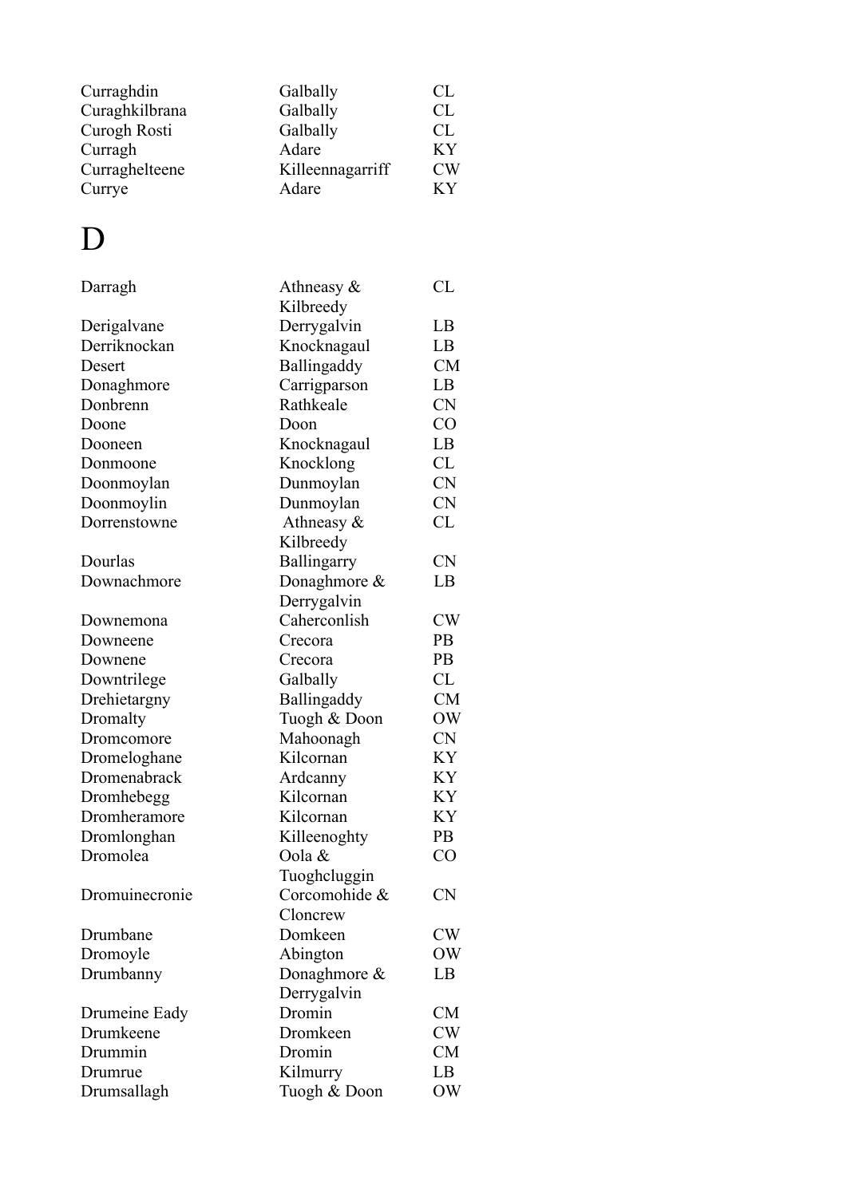| | | |
|---|---|---|
| Curraghdin | Galbally | CL |
| Curaghkilbrana | Galbally | CL |
| Curogh Rosti | Galbally | CL |
| Curragh | Adare | KY |
| Curraghelteene | Killeennagarriff | CW |
| Currye | Adare | KY |

# D

| | | |
|---|---|---|
| Darragh | Athneasy & Kilbreedy | CL |
| Derigalvane | Derrygalvin | LB |
| Derriknockan | Knocknagaul | LB |
| Desert | Ballingaddy | CM |
| Donaghmore | Carrigparson | LB |
| Donbrenn | Rathkeale | CN |
| Doone | Doon | CO |
| Dooneen | Knocknagaul | LB |
| Donmoone | Knocklong | CL |
| Doonmoylan | Dunmoylan | CN |
| Doonmoylin | Dunmoylan | CN |
| Dorrenstowne | Athneasy & Kilbreedy | CL |
| Dourlas | Ballingarry | CN |
| Downachmore | Donaghmore & Derrygalvin | LB |
| Downemona | Caherconlish | CW |
| Downeene | Crecora | PB |
| Downene | Crecora | PB |
| Downtrilege | Galbally | CL |
| Drehietargny | Ballingaddy | CM |
| Dromalty | Tuogh & Doon | OW |
| Dromcomore | Mahoonagh | CN |
| Dromeloghane | Kilcornan | KY |
| Dromenabrack | Ardcanny | KY |
| Dromhebegg | Kilcornan | KY |
| Dromheramore | Kilcornan | KY |
| Dromlonghan | Killeenoghty | PB |
| Dromolea | Oola & Tuoghcluggin | CO |
| Dromuinecronie | Corcomohide & Cloncrew | CN |
| Drumbane | Domkeen | CW |
| Dromoyle | Abington | OW |
| Drumbanny | Donaghmore & Derrygalvin | LB |
| Drumeine Eady | Dromin | CM |
| Drumkeene | Dromkeen | CW |
| Drummin | Dromin | CM |
| Drumrue | Kilmurry | LB |
| Drumsallagh | Tuogh & Doon | OW |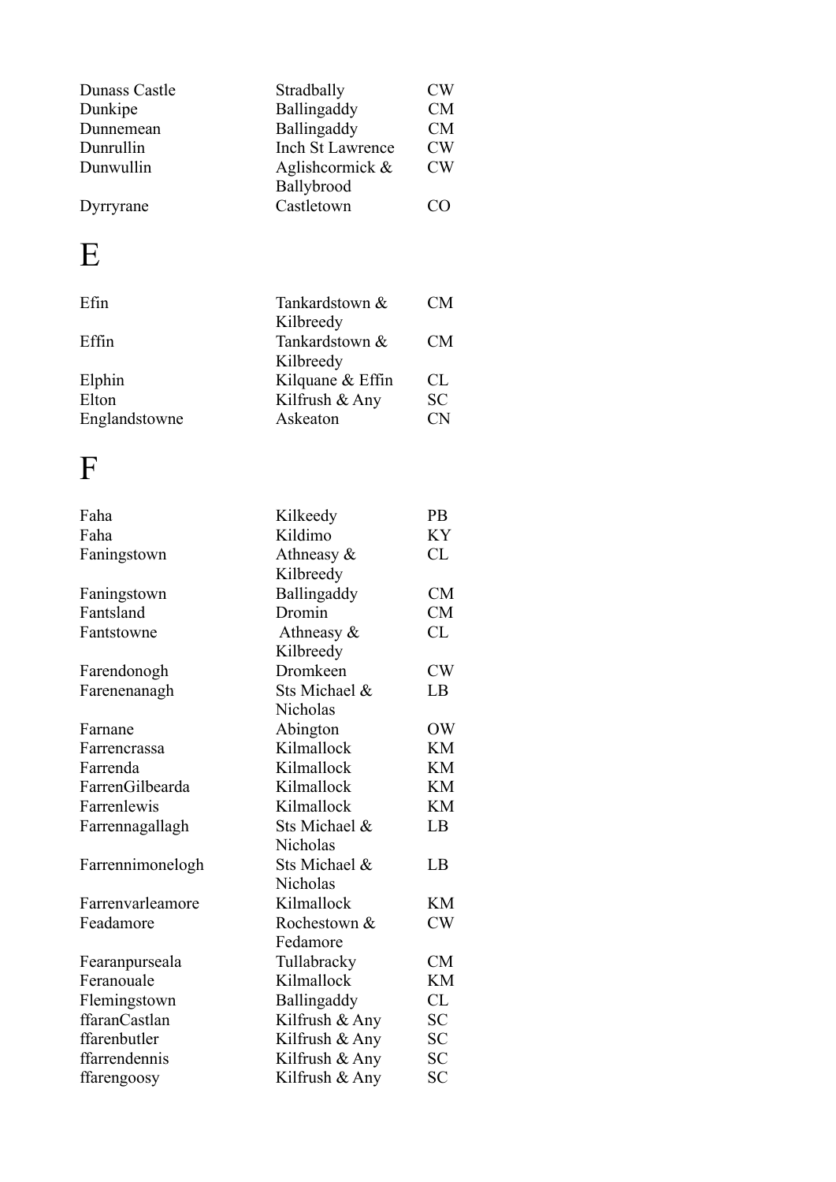| | | |
|---|---|---|
| Dunass Castle | Stradbally | CW |
| Dunkipe | Ballingaddy | CM |
| Dunnemean | Ballingaddy | CM |
| Dunrullin | Inch St Lawrence | CW |
| Dunwullin | Aglishcormick & Ballybrood | CW |
| Dyrryrane | Castletown | CO |

# E

| | | |
|---|---|---|
| Efin | Tankardstown & Kilbreedy | CM |
| Effin | Tankardstown & Kilbreedy | CM |
| Elphin | Kilquane & Effin | CL |
| Elton | Kilfrush & Any | SC |
| Englandstowne | Askeaton | CN |

# F

| | | |
|---|---|---|
| Faha | Kilkeedy | PB |
| Faha | Kildimo | KY |
| Faningstown | Athneasy & Kilbreedy | CL |
| Faningstown | Ballingaddy | CM |
| Fantsland | Dromin | CM |
| Fantstowne | Athneasy & Kilbreedy | CL |
| Farendonogh | Dromkeen | CW |
| Farenenanagh | Sts Michael & Nicholas | LB |
| Farnane | Abington | OW |
| Farrencrassa | Kilmallock | KM |
| Farrenda | Kilmallock | KM |
| FarrenGilbearda | Kilmallock | KM |
| Farrenlewis | Kilmallock | KM |
| Farrennagallagh | Sts Michael & Nicholas | LB |
| Farrennimonelogh | Sts Michael & Nicholas | LB |
| Farrenvarleamore | Kilmallock | KM |
| Feadamore | Rochestown & Fedamore | CW |
| Fearanpurseala | Tullabracky | CM |
| Feranouale | Kilmallock | KM |
| Flemingstown | Ballingaddy | CL |
| ffaranCastlan | Kilfrush & Any | SC |
| ffarenbutler | Kilfrush & Any | SC |
| ffarrendennis | Kilfrush & Any | SC |
| ffarengoosy | Kilfrush & Any | SC |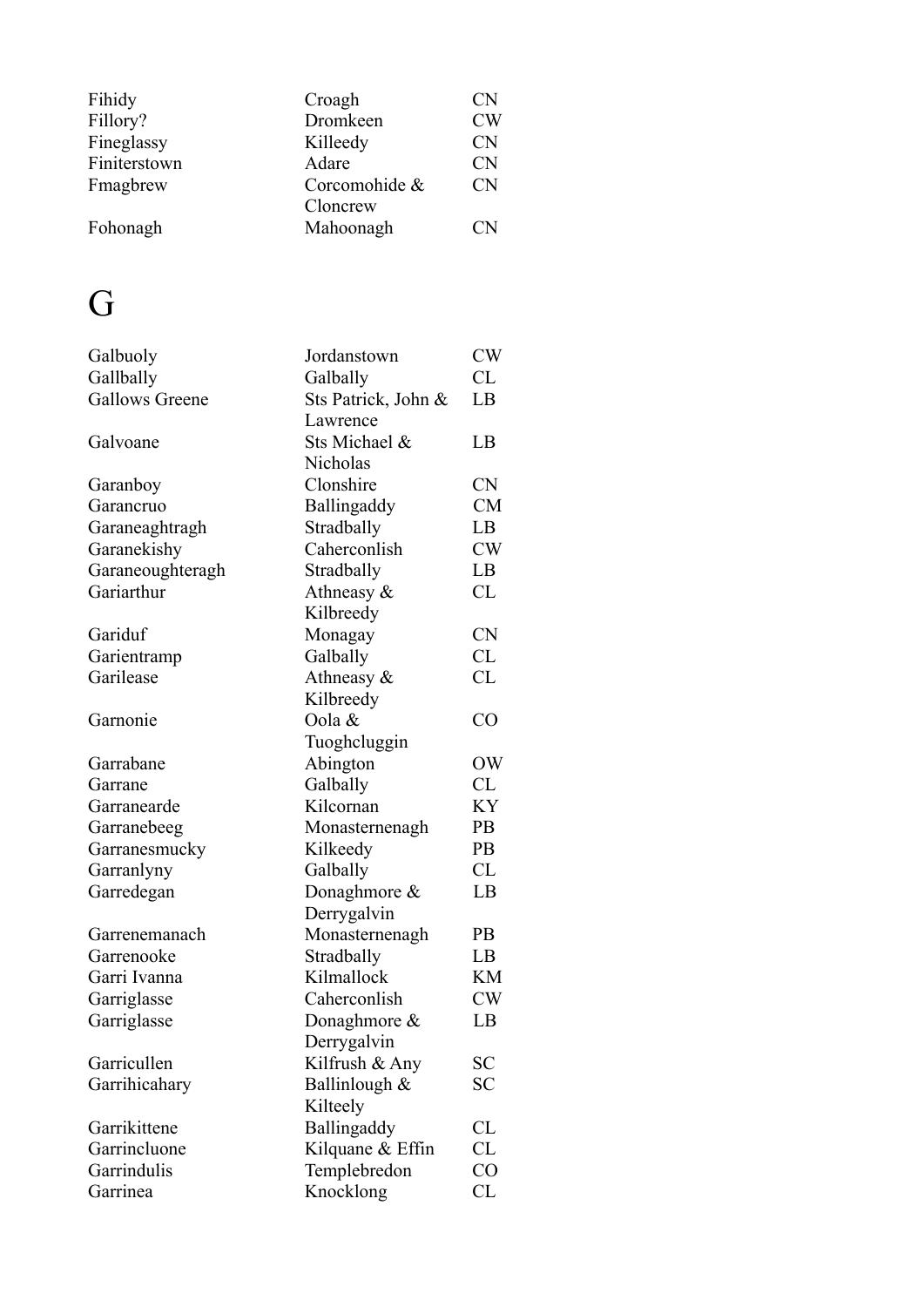| | | |
|---|---|---|
| Fihidy | Croagh | CN |
| Fillory? | Dromkeen | CW |
| Fineglassy | Killeedy | CN |
| Finiterstown | Adare | CN |
| Fmagbrew | Corcomohide & Cloncrew | CN |
| Fohonagh | Mahoonagh | CN |

# G

| | | |
|---|---|---|
| Galbuoly | Jordanstown | CW |
| Gallbally | Galbally | CL |
| Gallows Greene | Sts Patrick, John & Lawrence | LB |
| Galvoane | Sts Michael & Nicholas | LB |
| Garanboy | Clonshire | CN |
| Garancruo | Ballingaddy | CM |
| Garaneaghtragh | Stradbally | LB |
| Garanekishy | Caherconlish | CW |
| Garaneoughteragh | Stradbally | LB |
| Gariarthur | Athneasy & Kilbreedy | CL |
| Gariduf | Monagay | CN |
| Garientramp | Galbally | CL |
| Garilease | Athneasy & Kilbreedy | CL |
| Garnonie | Oola & Tuoghcluggin | CO |
| Garrabane | Abington | OW |
| Garrane | Galbally | CL |
| Garranearde | Kilcornan | KY |
| Garranebeeg | Monasternenagh | PB |
| Garranesmucky | Kilkeedy | PB |
| Garranlyny | Galbally | CL |
| Garredegan | Donaghmore & Derrygalvin | LB |
| Garrenemanach | Monasternenagh | PB |
| Garrenooke | Stradbally | LB |
| Garri Ivanna | Kilmallock | KM |
| Garriglasse | Caherconlish | CW |
| Garriglasse | Donaghmore & Derrygalvin | LB |
| Garricullen | Kilfrush & Any | SC |
| Garrihicahary | Ballinlough & Kilteely | SC |
| Garrikittene | Ballingaddy | CL |
| Garrincluone | Kilquane & Effin | CL |
| Garrindulis | Templebredon | CO |
| Garrinea | Knocklong | CL |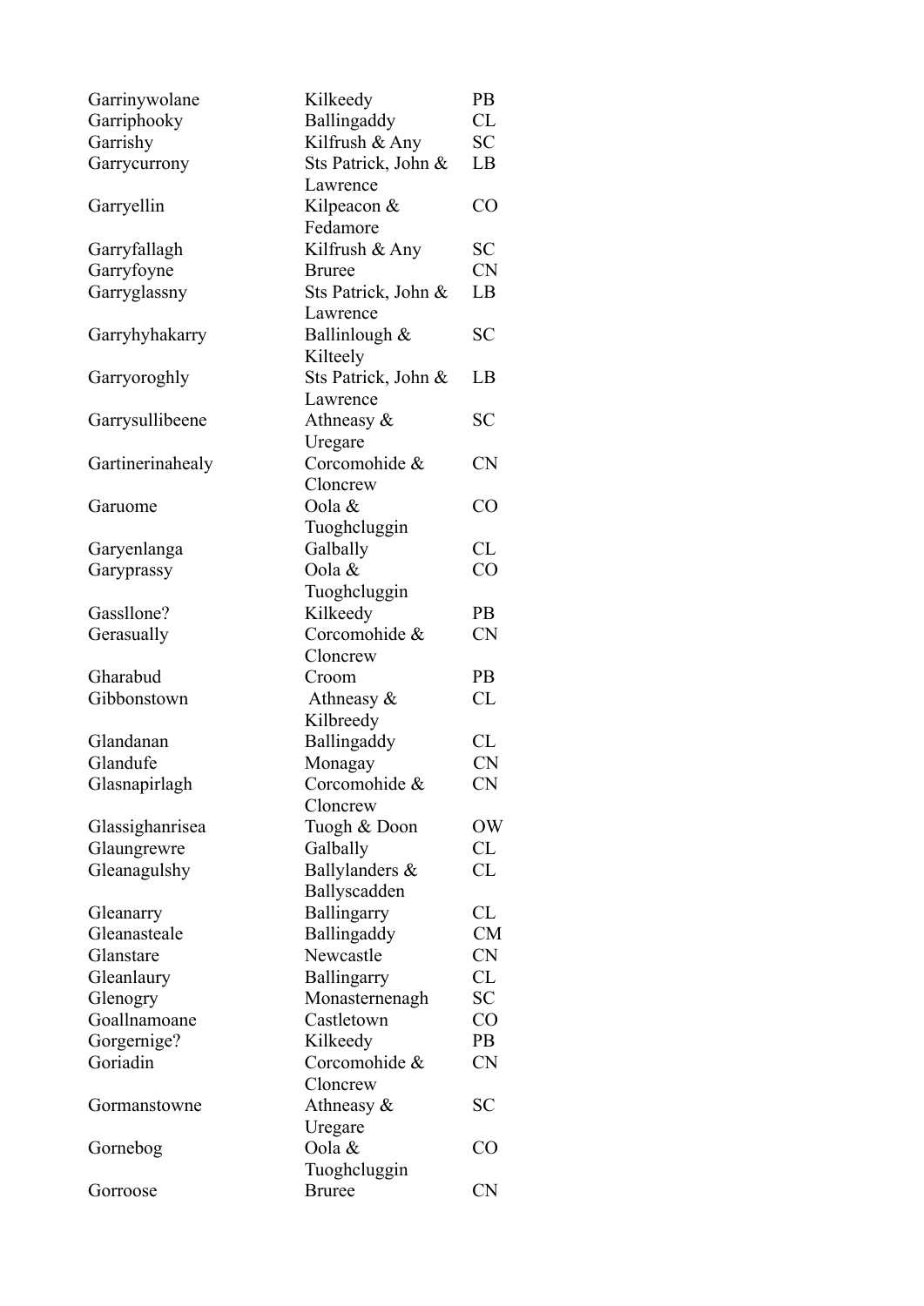| | | |
|---|---|---|
| Garrinywolane | Kilkeedy | PB |
| Garriphooky | Ballingaddy | CL |
| Garrishy | Kilfrush & Any | SC |
| Garrycurrony | Sts Patrick, John & Lawrence | LB |
| Garryellin | Kilpeacon & Fedamore | CO |
| Garryfallagh | Kilfrush & Any | SC |
| Garryfoyne | Bruree | CN |
| Garryglassny | Sts Patrick, John & Lawrence | LB |
| Garryhyhakarry | Ballinlough & Kilteely | SC |
| Garryoroghly | Sts Patrick, John & Lawrence | LB |
| Garrysullibeene | Athneasy & Uregare | SC |
| Gartinerinahealy | Corcomohide & Cloncrew | CN |
| Garuome | Oola & Tuoghcluggin | CO |
| Garyenlanga | Galbally | CL |
| Garyprassy | Oola & Tuoghcluggin | CO |
| Gassllone? | Kilkeedy | PB |
| Gerasually | Corcomohide & Cloncrew | CN |
| Gharabud | Croom | PB |
| Gibbonstown | Athneasy & Kilbreedy | CL |
| Glandanan | Ballingaddy | CL |
| Glandufe | Monagay | CN |
| Glasnapirlagh | Corcomohide & Cloncrew | CN |
| Glassighanrisea | Tuogh & Doon | OW |
| Glaungrewre | Galbally | CL |
| Gleanagulshy | Ballylanders & Ballyscadden | CL |
| Gleanarry | Ballingarry | CL |
| Gleanasteale | Ballingaddy | CM |
| Glanstare | Newcastle | CN |
| Gleanlaury | Ballingarry | CL |
| Glenogry | Monasternenagh | SC |
| Goallnamoane | Castletown | CO |
| Gorgernige? | Kilkeedy | PB |
| Goriadin | Corcomohide & Cloncrew | CN |
| Gormanstowne | Athneasy & Uregare | SC |
| Gornebog | Oola & Tuoghcluggin | CO |
| Gorroose | Bruree | CN |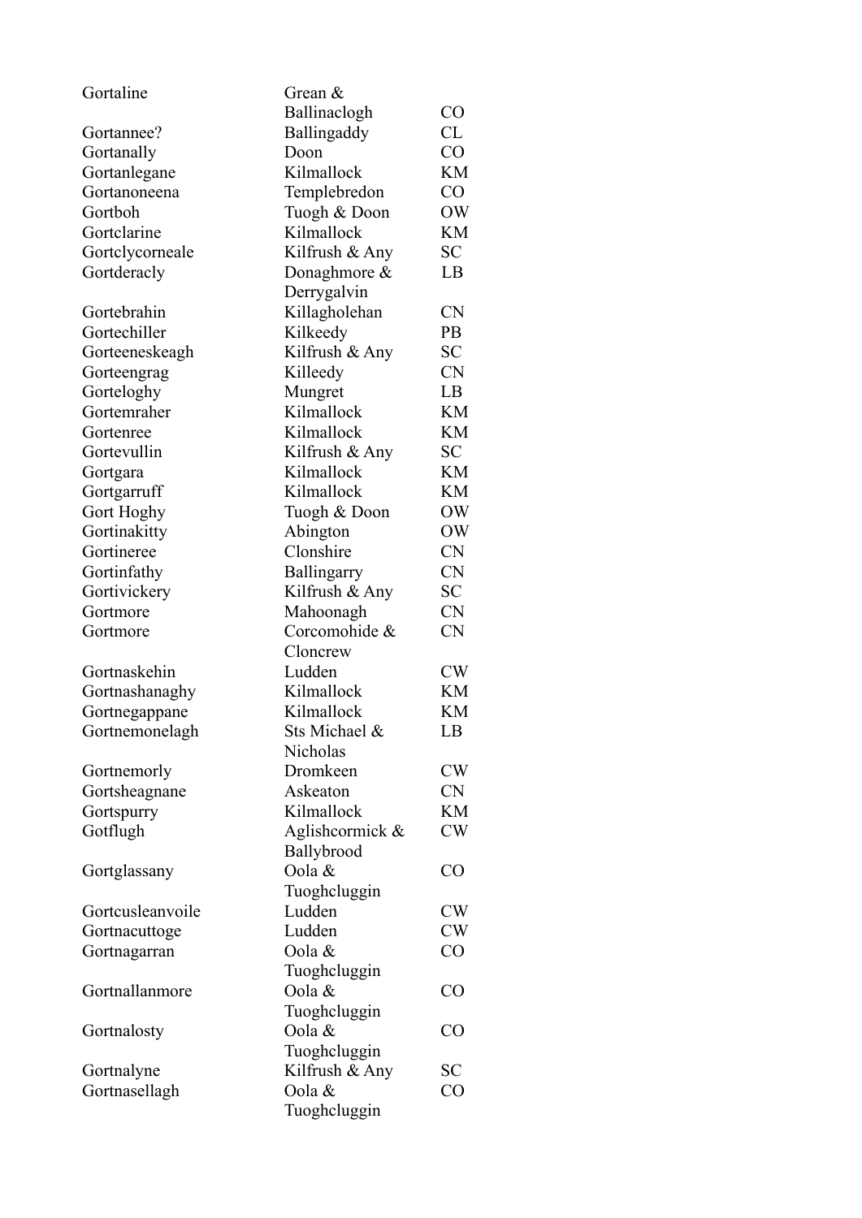| | | |
|---|---|---|
| Gortaline | Grean & Ballinaclogh | CO |
| Gortannee? | Ballingaddy | CL |
| Gortanally | Doon | CO |
| Gortanlegane | Kilmallock | KM |
| Gortanoneena | Templebredon | CO |
| Gortboh | Tuogh & Doon | OW |
| Gortclarine | Kilmallock | KM |
| Gortclycorneale | Kilfrush & Any | SC |
| Gortderacly | Donaghmore & Derrygalvin | LB |
| Gortebrahin | Killagholehan | CN |
| Gortechiller | Kilkeedy | PB |
| Gorteeneskeagh | Kilfrush & Any | SC |
| Gorteengrag | Killeedy | CN |
| Gorteloghy | Mungret | LB |
| Gortemraher | Kilmallock | KM |
| Gortenree | Kilmallock | KM |
| Gortevullin | Kilfrush & Any | SC |
| Gortgara | Kilmallock | KM |
| Gortgarruff | Kilmallock | KM |
| Gort Hoghy | Tuogh & Doon | OW |
| Gortinakitty | Abington | OW |
| Gortineree | Clonshire | CN |
| Gortinfathy | Ballingarry | CN |
| Gortivickery | Kilfrush & Any | SC |
| Gortmore | Mahoonagh | CN |
| Gortmore | Corcomohide & Cloncrew | CN |
| Gortnaskehin | Ludden | CW |
| Gortnashanaghy | Kilmallock | KM |
| Gortnegappane | Kilmallock | KM |
| Gortnemonelagh | Sts Michael & Nicholas | LB |
| Gortnemorly | Dromkeen | CW |
| Gortsheagnane | Askeaton | CN |
| Gortspurry | Kilmallock | KM |
| Gotflugh | Aglishcormick & Ballybrood | CW |
| Gortglassany | Oola & Tuoghcluggin | CO |
| Gortcusleanvoile | Ludden | CW |
| Gortnacuttoge | Ludden | CW |
| Gortnagarran | Oola & Tuoghcluggin | CO |
| Gortnallanmore | Oola & Tuoghcluggin | CO |
| Gortnalosty | Oola & Tuoghcluggin | CO |
| Gortnalyne | Kilfrush & Any | SC |
| Gortnasellagh | Oola & Tuoghcluggin | CO |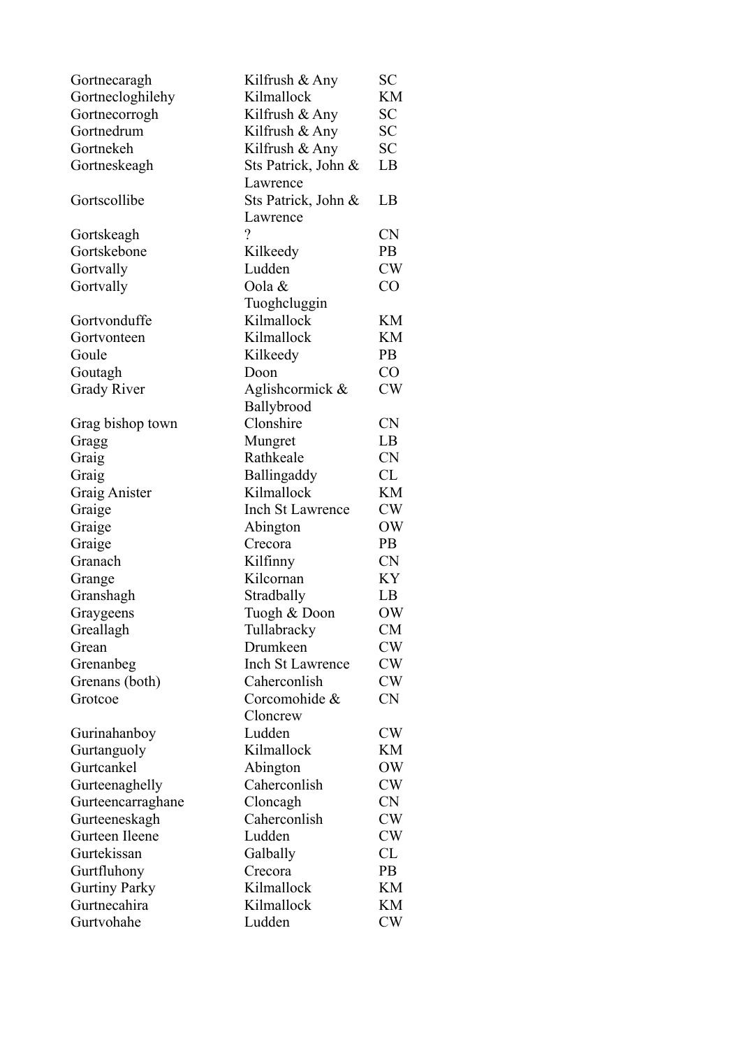| | | |
|---|---|---|
| Gortnecaragh | Kilfrush & Any | SC |
| Gortnecloghilehy | Kilmallock | KM |
| Gortnecorrogh | Kilfrush & Any | SC |
| Gortnedrum | Kilfrush & Any | SC |
| Gortnekeh | Kilfrush & Any | SC |
| Gortneskeagh | Sts Patrick, John & Lawrence | LB |
| Gortscollibe | Sts Patrick, John & Lawrence | LB |
| Gortskeagh | ? | CN |
| Gortskebone | Kilkeedy | PB |
| Gortvally | Ludden | CW |
| Gortvally | Oola & Tuoghcluggin | CO |
| Gortvonduffe | Kilmallock | KM |
| Gortvonteen | Kilmallock | KM |
| Goule | Kilkeedy | PB |
| Goutagh | Doon | CO |
| Grady River | Aglishcormick & Ballybrood | CW |
| Grag bishop town | Clonshire | CN |
| Gragg | Mungret | LB |
| Graig | Rathkeale | CN |
| Graig | Ballingaddy | CL |
| Graig Anister | Kilmallock | KM |
| Graige | Inch St Lawrence | CW |
| Graige | Abington | OW |
| Graige | Crecora | PB |
| Granach | Kilfinny | CN |
| Grange | Kilcornan | KY |
| Granshagh | Stradbally | LB |
| Graygeens | Tuogh & Doon | OW |
| Greallagh | Tullabracky | CM |
| Grean | Drumkeen | CW |
| Grenanbeg | Inch St Lawrence | CW |
| Grenans (both) | Caherconlish | CW |
| Grotcoe | Corcomohide & Cloncrew | CN |
| Gurinahanboy | Ludden | CW |
| Gurtanguoly | Kilmallock | KM |
| Gurtcankel | Abington | OW |
| Gurteenaghelly | Caherconlish | CW |
| Gurteencarraghane | Cloncagh | CN |
| Gurteeneskagh | Caherconlish | CW |
| Gurteen Ileene | Ludden | CW |
| Gurtekissan | Galbally | CL |
| Gurtfluhony | Crecora | PB |
| Gurtiny Parky | Kilmallock | KM |
| Gurtnecahira | Kilmallock | KM |
| Gurtvohahe | Ludden | CW |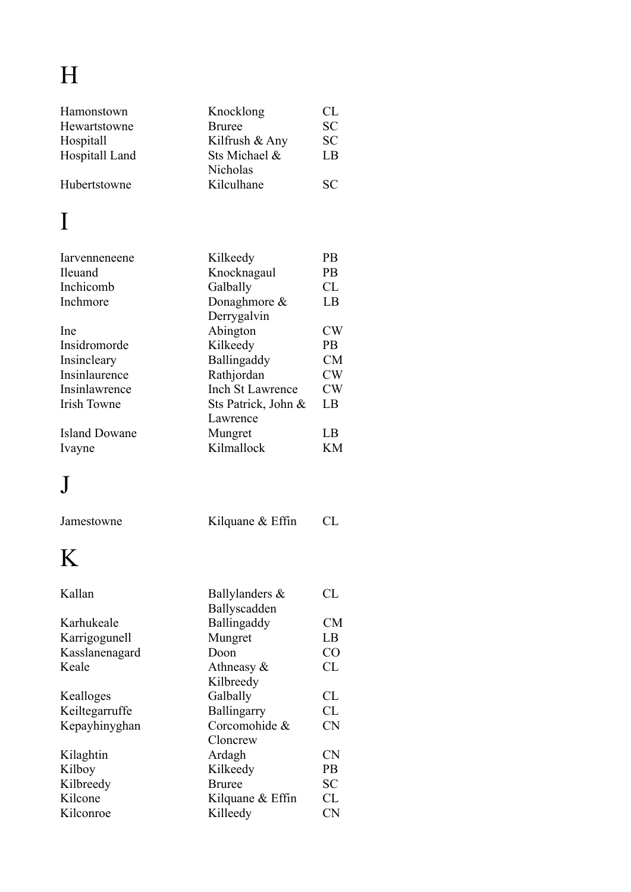# H

| | | |
|---|---|---|
| Hamonstown | Knocklong | CL |
| Hewartstowne | Bruree | SC |
| Hospitall | Kilfrush & Any | SC |
| Hospitall Land | Sts Michael & Nicholas | LB |
| Hubertstowne | Kilculhane | SC |

# I

| | | |
|---|---|---|
| Iarvenneneene | Kilkeedy | PB |
| Ileuand | Knocknagaul | PB |
| Inchicomb | Galbally | CL |
| Inchmore | Donaghmore & Derrygalvin | LB |
| Ine | Abington | CW |
| Insidromorde | Kilkeedy | PB |
| Insincleary | Ballingaddy | CM |
| Insinlaurence | Rathjordan | CW |
| Insinlawrence | Inch St Lawrence | CW |
| Irish Towne | Sts Patrick, John & Lawrence | LB |
| Island Dowane | Mungret | LB |
| Ivayne | Kilmallock | KM |

# J

| | | |
|---|---|---|
| Jamestowne | Kilquane & Effin | CL |

# K

| | | |
|---|---|---|
| Kallan | Ballylanders & Ballyscadden | CL |
| Karhukeale | Ballingaddy | CM |
| Karrigogunell | Mungret | LB |
| Kasslanenagard | Doon | CO |
| Keale | Athneasy & Kilbreedy | CL |
| Kealloges | Galbally | CL |
| Keiltegarruffe | Ballingarry | CL |
| Kepayhinyghan | Corcomohide & Cloncrew | CN |
| Kilaghtin | Ardagh | CN |
| Kilboy | Kilkeedy | PB |
| Kilbreedy | Bruree | SC |
| Kilcone | Kilquane & Effin | CL |
| Kilconroe | Killeedy | CN |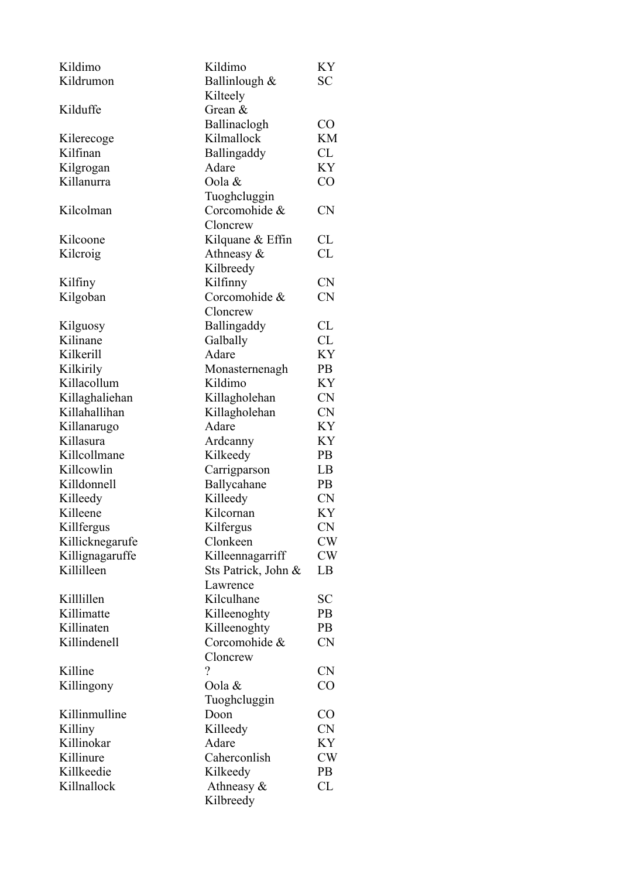| | | |
|---|---|---|
| Kildimo | Kildimo | KY |
| Kildrumon | Ballinlough & Kilteely | SC |
| Kilduffe | Grean & Ballinaclogh | CO |
| Kilerecoge | Kilmallock | KM |
| Kilfinan | Ballingaddy | CL |
| Kilgrogan | Adare | KY |
| Killanurra | Oola & Tuoghcluggin | CO |
| Kilcolman | Corcomohide & Cloncrew | CN |
| Kilcoone | Kilquane & Effin | CL |
| Kilcroig | Athneasy & Kilbreedy | CL |
| Kilfiny | Kilfinny | CN |
| Kilgoban | Corcomohide & Cloncrew | CN |
| Kilguosy | Ballingaddy | CL |
| Kilinane | Galbally | CL |
| Kilkerill | Adare | KY |
| Kilkirily | Monasternenagh | PB |
| Killacollum | Kildimo | KY |
| Killaghaliehan | Killagholehan | CN |
| Killahallihan | Killagholehan | CN |
| Killanarugo | Adare | KY |
| Killasura | Ardcanny | KY |
| Killcollmane | Kilkeedy | PB |
| Killcowlin | Carrigparson | LB |
| Killdonnell | Ballycahane | PB |
| Killeedy | Killeedy | CN |
| Killeene | Kilcornan | KY |
| Killfergus | Kilfergus | CN |
| Killicknegarufe | Clonkeen | CW |
| Killignagaruffe | Killeennagarriff | CW |
| Killilleen | Sts Patrick, John & Lawrence | LB |
| Killlillen | Kilculhane | SC |
| Killimatte | Killeenoghty | PB |
| Killinaten | Killeenoghty | PB |
| Killindenell | Corcomohide & Cloncrew | CN |
| Killine | ? | CN |
| Killingony | Oola & Tuoghcluggin | CO |
| Killinmulline | Doon | CO |
| Killiny | Killeedy | CN |
| Killinokar | Adare | KY |
| Killinure | Caherconlish | CW |
| Killkeedie | Kilkeedy | PB |
| Killnallock | Athneasy & Kilbreedy | CL |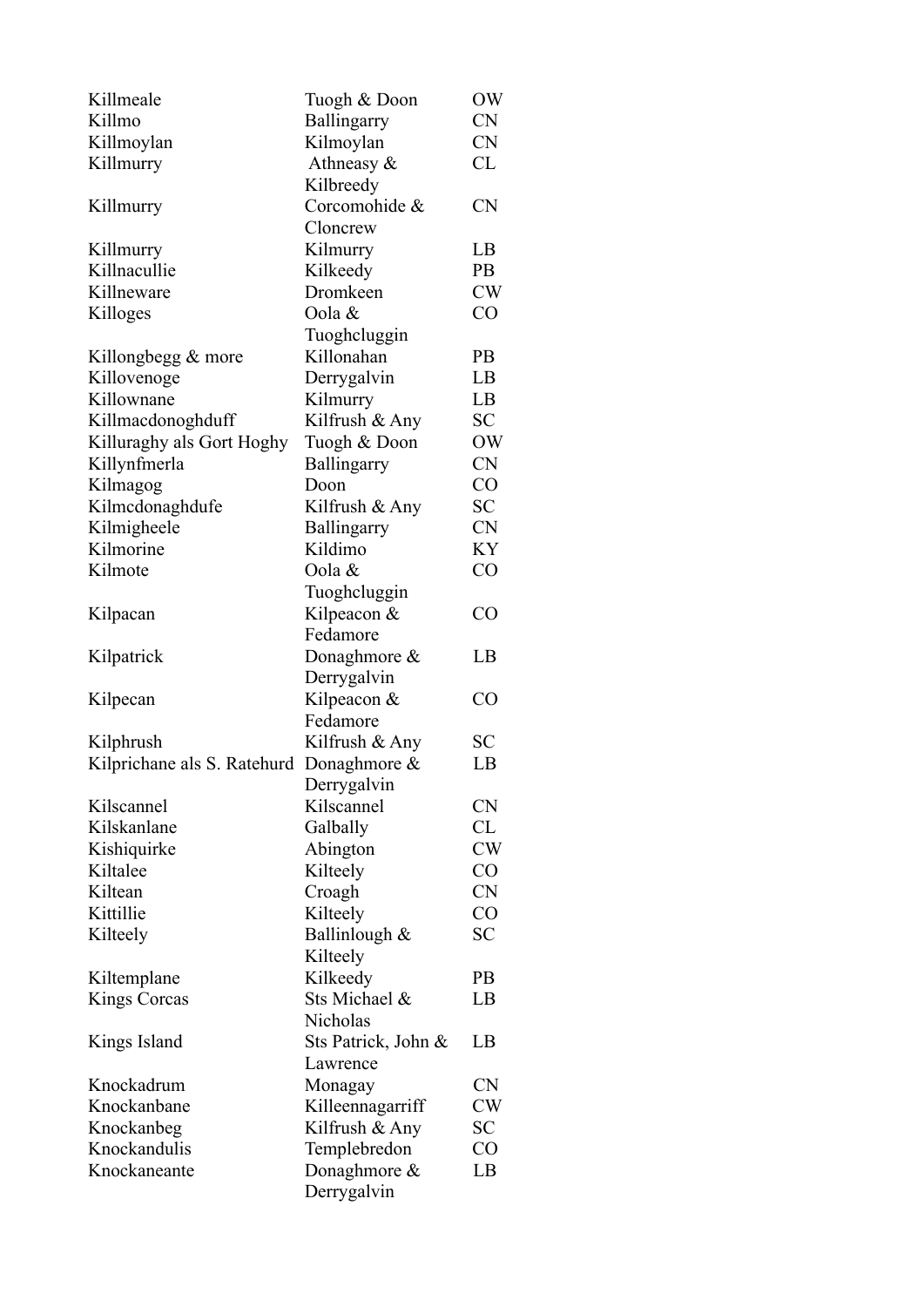| | | |
|---|---|---|
| Killmeale | Tuogh & Doon | OW |
| Killmo | Ballingarry | CN |
| Killmoylan | Kilmoylan | CN |
| Killmurry | Athneasy & Kilbreedy | CL |
| Killmurry | Corcomohide & Cloncrew | CN |
| Killmurry | Kilmurry | LB |
| Killnacullie | Kilkeedy | PB |
| Killneware | Dromkeen | CW |
| Killoges | Oola & Tuoghcluggin | CO |
| Killongbegg & more | Killonahan | PB |
| Killovenoge | Derrygalvin | LB |
| Killownane | Kilmurry | LB |
| Killmacdonoghduff | Kilfrush & Any | SC |
| Killuraghy als Gort Hoghy | Tuogh & Doon | OW |
| Killynfmerla | Ballingarry | CN |
| Kilmagog | Doon | CO |
| Kilmcdonaghdufe | Kilfrush & Any | SC |
| Kilmigheele | Ballingarry | CN |
| Kilmorine | Kildimo | KY |
| Kilmote | Oola & Tuoghcluggin | CO |
| Kilpacan | Kilpeacon & Fedamore | CO |
| Kilpatrick | Donaghmore & Derrygalvin | LB |
| Kilpecan | Kilpeacon & Fedamore | CO |
| Kilphrush | Kilfrush & Any | SC |
| Kilprichane als S. Ratehurd | Donaghmore & Derrygalvin | LB |
| Kilscannel | Kilscannel | CN |
| Kilskanlane | Galbally | CL |
| Kishiquirke | Abington | CW |
| Kiltalee | Kilteely | CO |
| Kiltean | Croagh | CN |
| Kittillie | Kilteely | CO |
| Kilteely | Ballinlough & Kilteely | SC |
| Kiltemplane | Kilkeedy | PB |
| Kings Corcas | Sts Michael & Nicholas | LB |
| Kings Island | Sts Patrick, John & Lawrence | LB |
| Knockadrum | Monagay | CN |
| Knockanbane | Killeennagarriff | CW |
| Knockanbeg | Kilfrush & Any | SC |
| Knockandulis | Templebredon | CO |
| Knockaneante | Donaghmore & Derrygalvin | LB |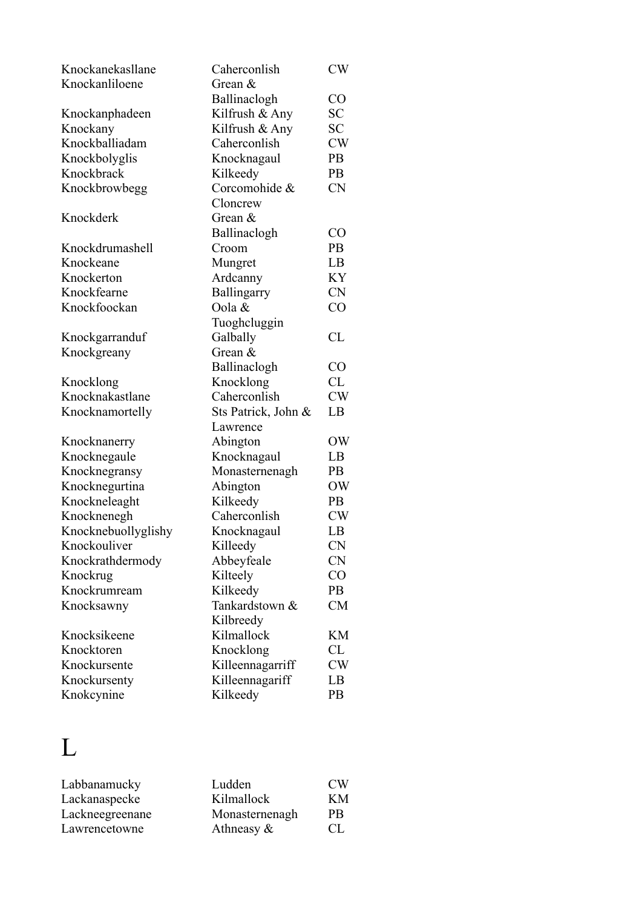| | | |
|---|---|---|
| Knockanekasllane | Caherconlish | CW |
| Knockanliloene | Grean & Ballinaclogh | CO |
| Knockanphadeen | Kilfrush & Any | SC |
| Knockany | Kilfrush & Any | SC |
| Knockballiadam | Caherconlish | CW |
| Knockbolyglis | Knocknagaul | PB |
| Knockbrack | Kilkeedy | PB |
| Knockbrowbegg | Corcomohide & Cloncrew | CN |
| Knockderk | Grean & Ballinaclogh | CO |
| Knockdrumashell | Croom | PB |
| Knockeane | Mungret | LB |
| Knockerton | Ardcanny | KY |
| Knockfearne | Ballingarry | CN |
| Knockfoockan | Oola & Tuoghcluggin | CO |
| Knockgarranduf | Galbally | CL |
| Knockgreany | Grean & Ballinaclogh | CO |
| Knocklong | Knocklong | CL |
| Knocknakastlane | Caherconlish | CW |
| Knocknamortelly | Sts Patrick, John & Lawrence | LB |
| Knocknanerry | Abington | OW |
| Knocknegaule | Knocknagaul | LB |
| Knocknegransy | Monasternenagh | PB |
| Knocknegurtina | Abington | OW |
| Knockneleaght | Kilkeedy | PB |
| Knocknenegh | Caherconlish | CW |
| Knocknebuollyglishy | Knocknagaul | LB |
| Knockouliver | Killeedy | CN |
| Knockrathdermody | Abbeyfeale | CN |
| Knockrug | Kilteely | CO |
| Knockrumream | Kilkeedy | PB |
| Knocksawny | Tankardstown & Kilbreedy | CM |
| Knocksikeene | Kilmallock | KM |
| Knocktoren | Knocklong | CL |
| Knockursente | Killeennagarriff | CW |
| Knockursenty | Killeennagariff | LB |
| Knokcynine | Kilkeedy | PB |

# L

| | | |
|---|---|---|
| Labbanamucky | Ludden | CW |
| Lackanaspecke | Kilmallock | KM |
| Lackneegreenane | Monasternenagh | PB |
| Lawrencetowne | Athneasy & | CL |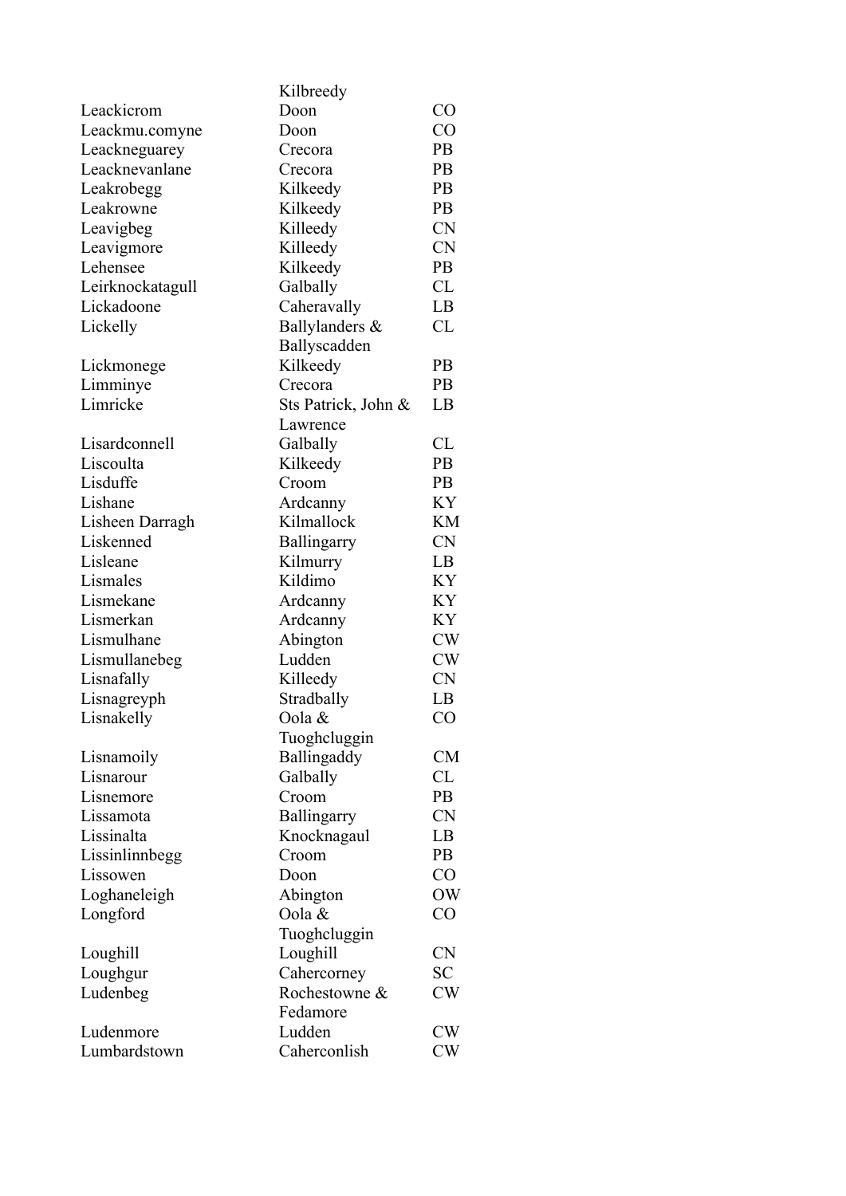| | | |
|---|---|---|
| | Kilbreedy | |
| Leackicrom | Doon | CO |
| Leackmu.comyne | Doon | CO |
| Leackneguarey | Crecora | PB |
| Leacknevanlane | Crecora | PB |
| Leakrobegg | Kilkeedy | PB |
| Leakrowne | Kilkeedy | PB |
| Leavigbeg | Killeedy | CN |
| Leavigmore | Killeedy | CN |
| Lehensee | Kilkeedy | PB |
| Leirknockatagull | Galbally | CL |
| Lickadoone | Caheravally | LB |
| Lickelly | Ballylanders & Ballyscadden | CL |
| Lickmonege | Kilkeedy | PB |
| Limminye | Crecora | PB |
| Limricke | Sts Patrick, John & Lawrence | LB |
| Lisardconnell | Galbally | CL |
| Liscoulta | Kilkeedy | PB |
| Lisduffe | Croom | PB |
| Lishane | Ardcanny | KY |
| Lisheen Darragh | Kilmallock | KM |
| Liskenned | Ballingarry | CN |
| Lisleane | Kilmurry | LB |
| Lismales | Kildimo | KY |
| Lismekane | Ardcanny | KY |
| Lismerkan | Ardcanny | KY |
| Lismulhane | Abington | CW |
| Lismullanebeg | Ludden | CW |
| Lisnafally | Killeedy | CN |
| Lisnagreyph | Stradbally | LB |
| Lisnakelly | Oola & Tuoghcluggin | CO |
| Lisnamoily | Ballingaddy | CM |
| Lisnarour | Galbally | CL |
| Lisnemore | Croom | PB |
| Lissamota | Ballingarry | CN |
| Lissinalta | Knocknagaul | LB |
| Lissinlinnbegg | Croom | PB |
| Lissowen | Doon | CO |
| Loghaneleigh | Abington | OW |
| Longford | Oola & Tuoghcluggin | CO |
| Loughill | Loughill | CN |
| Loughgur | Cahercorney | SC |
| Ludenbeg | Rochestowne & Fedamore | CW |
| Ludenmore | Ludden | CW |
| Lumbardstown | Caherconlish | CW |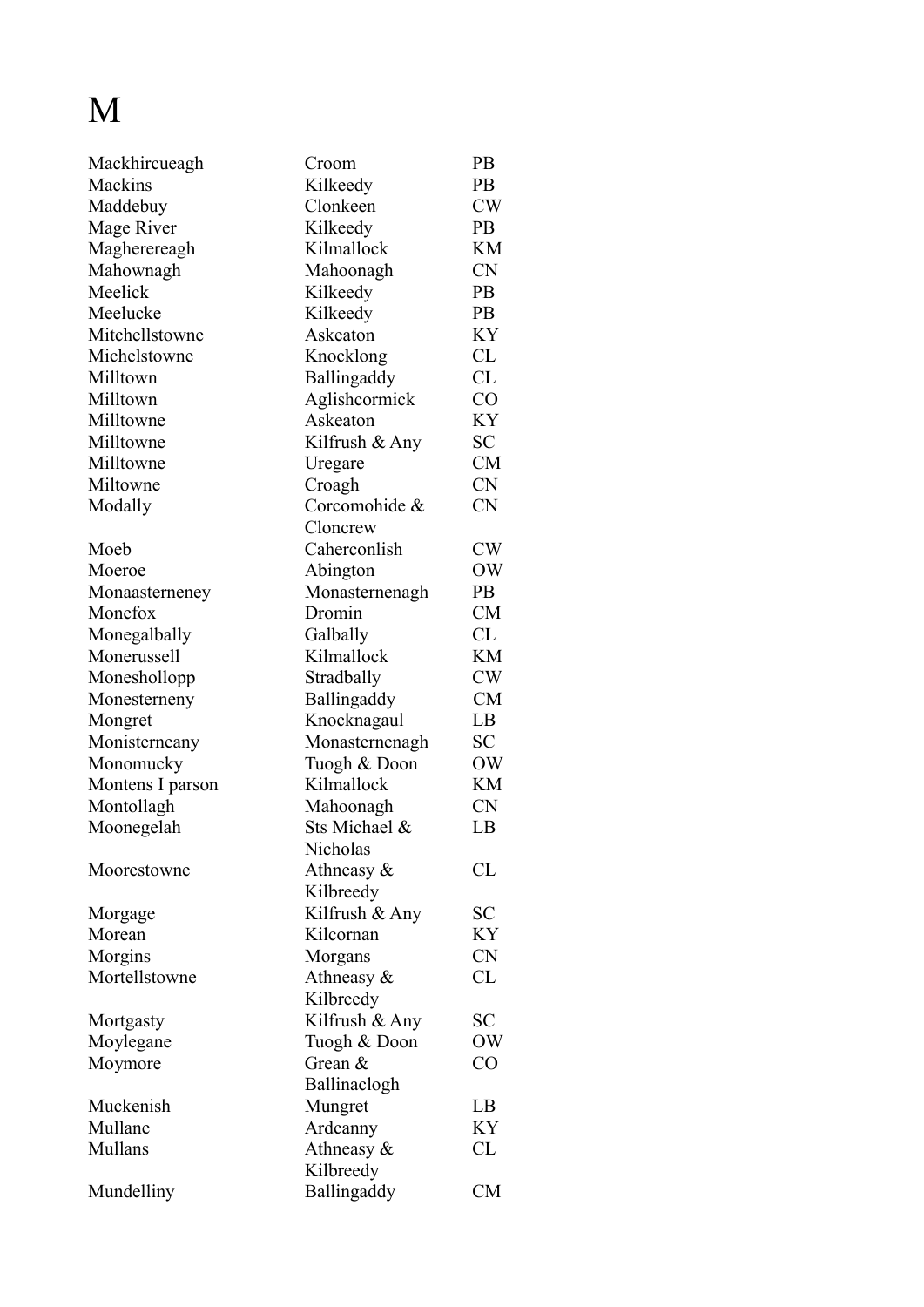# M

| | | |
|---|---|---|
| Mackhircueagh | Croom | PB |
| Mackins | Kilkeedy | PB |
| Maddebuy | Clonkeen | CW |
| Mage River | Kilkeedy | PB |
| Magherereagh | Kilmallock | KM |
| Mahownagh | Mahoonagh | CN |
| Meelick | Kilkeedy | PB |
| Meelucke | Kilkeedy | PB |
| Mitchellstowne | Askeaton | KY |
| Michelstowne | Knocklong | CL |
| Milltown | Ballingaddy | CL |
| Milltown | Aglishcormick | CO |
| Milltowne | Askeaton | KY |
| Milltowne | Kilfrush & Any | SC |
| Milltowne | Uregare | CM |
| Miltowne | Croagh | CN |
| Modally | Corcomohide & Cloncrew | CN |
| Moeb | Caherconlish | CW |
| Moeroe | Abington | OW |
| Monaasterneney | Monasternenagh | PB |
| Monefox | Dromin | CM |
| Monegalbally | Galbally | CL |
| Monerussell | Kilmallock | KM |
| Moneshollopp | Stradbally | CW |
| Monesterneny | Ballingaddy | CM |
| Mongret | Knocknagaul | LB |
| Monisterneany | Monasternenagh | SC |
| Monomucky | Tuogh & Doon | OW |
| Montens I parson | Kilmallock | KM |
| Montollagh | Mahoonagh | CN |
| Moonegelah | Sts Michael & Nicholas | LB |
| Moorestowne | Athneasy & Kilbreedy | CL |
| Morgage | Kilfrush & Any | SC |
| Morean | Kilcornan | KY |
| Morgins | Morgans | CN |
| Mortellstowne | Athneasy & Kilbreedy | CL |
| Mortgasty | Kilfrush & Any | SC |
| Moylegane | Tuogh & Doon | OW |
| Moymore | Grean & Ballinaclogh | CO |
| Muckenish | Mungret | LB |
| Mullane | Ardcanny | KY |
| Mullans | Athneasy & Kilbreedy | CL |
| Mundelliny | Ballingaddy | CM |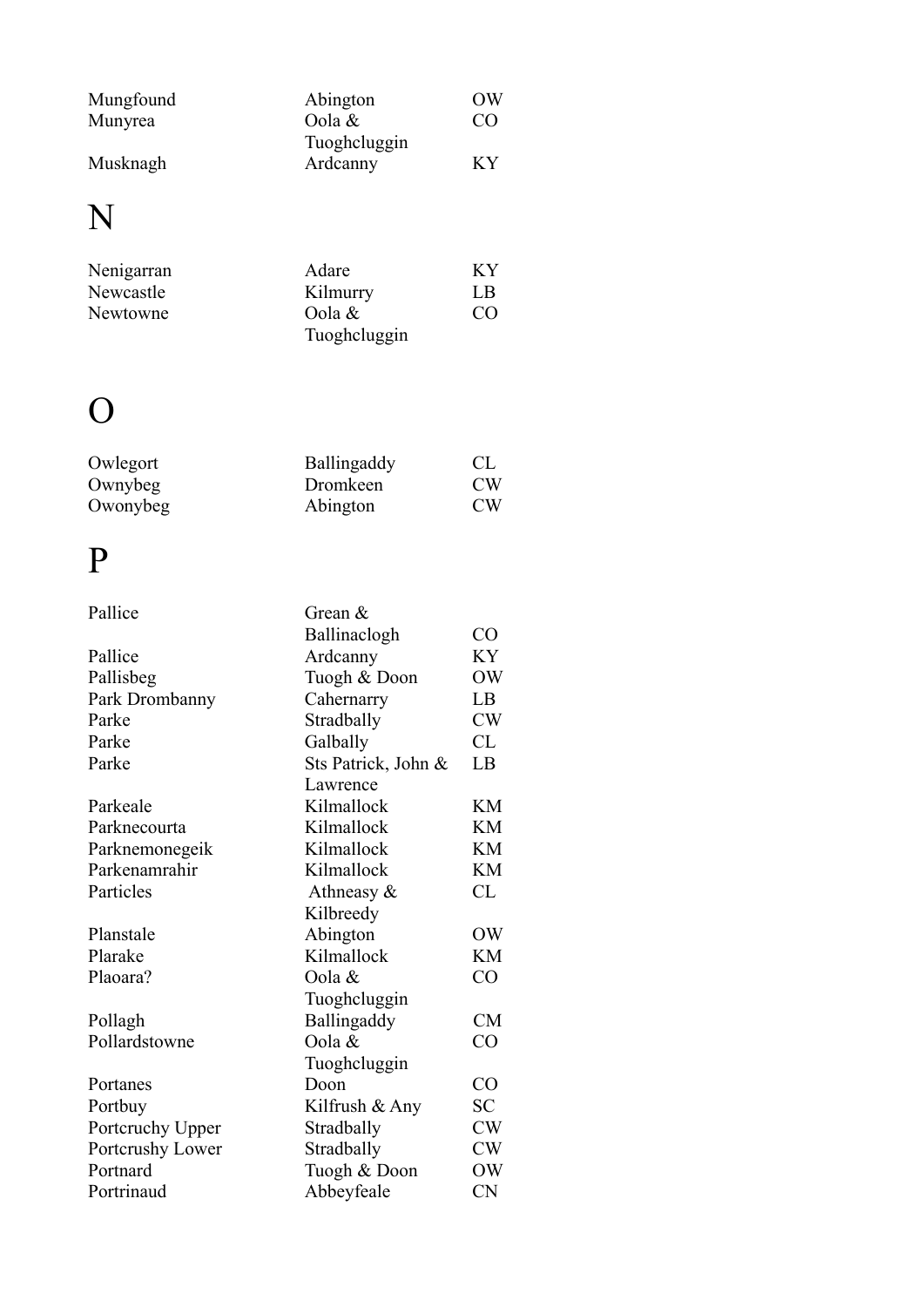| | | |
|---|---|---|
| Mungfound | Abington | OW |
| Munyrea | Oola & Tuoghcluggin | CO |
| Musknagh | Ardcanny | KY |

# N

| | | |
|---|---|---|
| Nenigarran | Adare | KY |
| Newcastle | Kilmurry | LB |
| Newtowne | Oola & Tuoghcluggin | CO |

# O

| | | |
|---|---|---|
| Owlegort | Ballingaddy | CL |
| Ownybeg | Dromkeen | CW |
| Owonybeg | Abington | CW |

# P

| | | |
|---|---|---|
| Pallice | Grean & Ballinaclogh | CO |
| Pallice | Ardcanny | KY |
| Pallisbeg | Tuogh & Doon | OW |
| Park Drombanny | Cahernarry | LB |
| Parke | Stradbally | CW |
| Parke | Galbally | CL |
| Parke | Sts Patrick, John & Lawrence | LB |
| Parkeale | Kilmallock | KM |
| Parknecourta | Kilmallock | KM |
| Parknemonegeik | Kilmallock | KM |
| Parkenamrahir | Kilmallock | KM |
| Particles | Athneasy & Kilbreedy | CL |
| Planstale | Abington | OW |
| Plarake | Kilmallock | KM |
| Plaoara? | Oola & Tuoghcluggin | CO |
| Pollagh | Ballingaddy | CM |
| Pollardstowne | Oola & Tuoghcluggin | CO |
| Portanes | Doon | CO |
| Portbuy | Kilfrush & Any | SC |
| Portcruchy Upper | Stradbally | CW |
| Portcrushy Lower | Stradbally | CW |
| Portnard | Tuogh & Doon | OW |
| Portrinaud | Abbeyfeale | CN |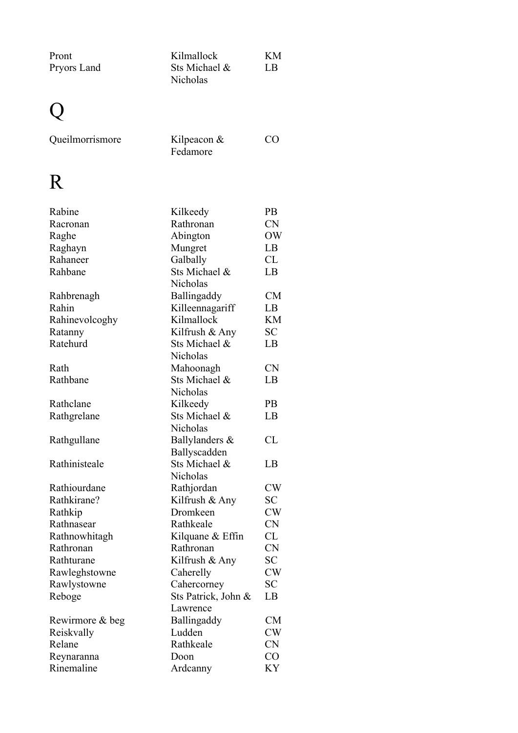| | | |
|---|---|---|
| Pront | Kilmallock | KM |
| Pryors Land | Sts Michael & Nicholas | LB |

# Q

| | | |
|---|---|---|
| Queilmorrismore | Kilpeacon & Fedamore | CO |

# R

| | | |
|---|---|---|
| Rabine | Kilkeedy | PB |
| Racronan | Rathronan | CN |
| Raghe | Abington | OW |
| Raghayn | Mungret | LB |
| Rahaneer | Galbally | CL |
| Rahbane | Sts Michael & Nicholas | LB |
| Rahbrenagh | Ballingaddy | CM |
| Rahin | Killeennagariff | LB |
| Rahinevolcoghy | Kilmallock | KM |
| Ratanny | Kilfrush & Any | SC |
| Ratehurd | Sts Michael & Nicholas | LB |
| Rath | Mahoonagh | CN |
| Rathbane | Sts Michael & Nicholas | LB |
| Rathclane | Kilkeedy | PB |
| Rathgrelane | Sts Michael & Nicholas | LB |
| Rathgullane | Ballylanders & Ballyscadden | CL |
| Rathinisteale | Sts Michael & Nicholas | LB |
| Rathiourdane | Rathjordan | CW |
| Rathkirane? | Kilfrush & Any | SC |
| Rathkip | Dromkeen | CW |
| Rathnasear | Rathkeale | CN |
| Rathnowhitagh | Kilquane & Effin | CL |
| Rathronan | Rathronan | CN |
| Rathturane | Kilfrush & Any | SC |
| Rawleghstowne | Caherelly | CW |
| Rawlystowne | Cahercorney | SC |
| Reboge | Sts Patrick, John & Lawrence | LB |
| Rewirmore & beg | Ballingaddy | CM |
| Reiskvally | Ludden | CW |
| Relane | Rathkeale | CN |
| Reynaranna | Doon | CO |
| Rinemaline | Ardcanny | KY |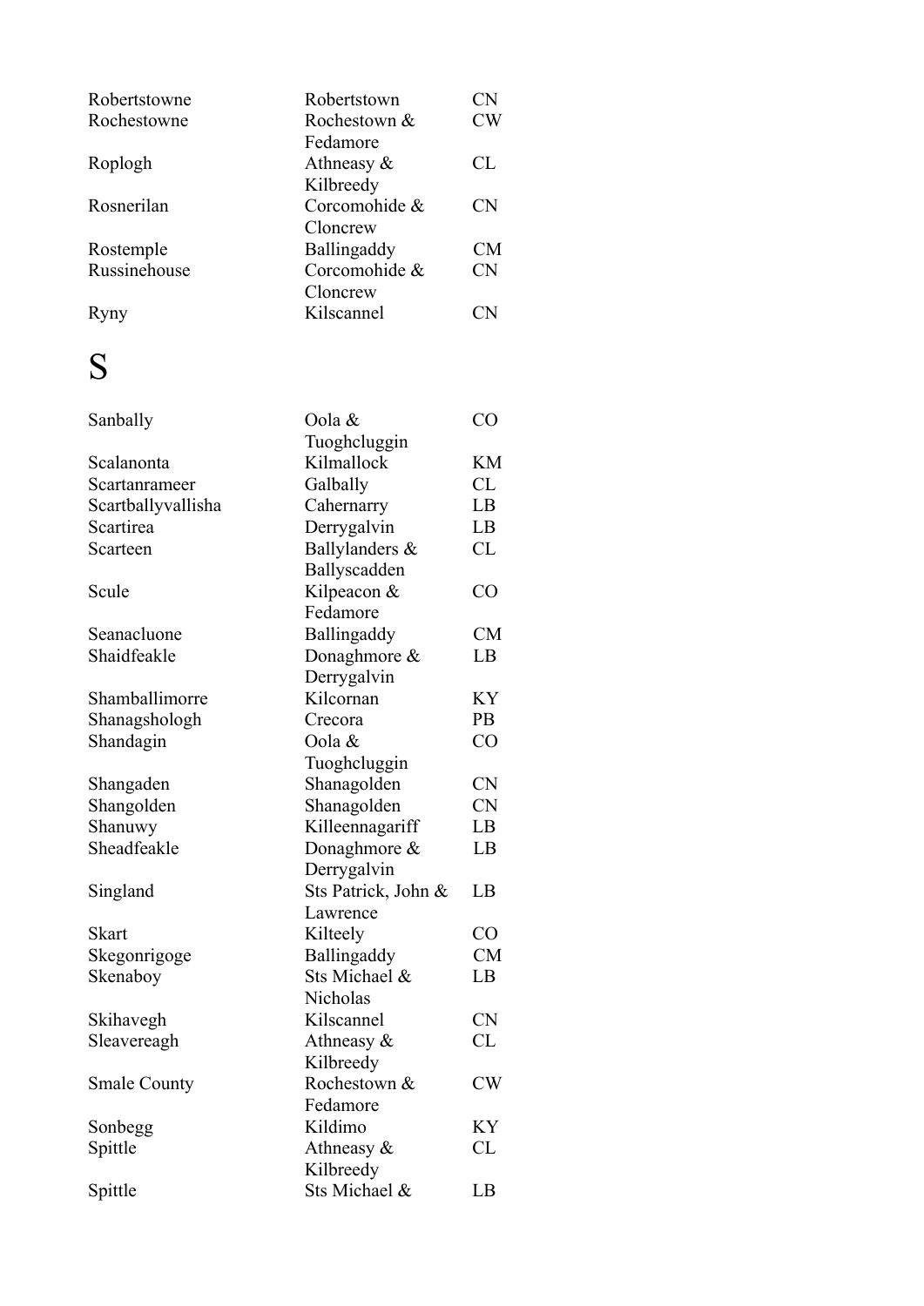| | | |
|---|---|---|
| Robertstowne | Robertstown | CN |
| Rochestowne | Rochestown & Fedamore | CW |
| Roplogh | Athneasy & Kilbreedy | CL |
| Rosnerilan | Corcomohide & Cloncrew | CN |
| Rostemple | Ballingaddy | CM |
| Russinehouse | Corcomohide & Cloncrew | CN |
| Ryny | Kilscannel | CN |

# S

| | | |
|---|---|---|
| Sanbally | Oola & Tuoghcluggin | CO |
| Scalanonta | Kilmallock | KM |
| Scartanrameer | Galbally | CL |
| Scartballyvallisha | Cahernarry | LB |
| Scartirea | Derrygalvin | LB |
| Scarteen | Ballylanders & Ballyscadden | CL |
| Scule | Kilpeacon & Fedamore | CO |
| Seanacluone | Ballingaddy | CM |
| Shaidfeakle | Donaghmore & Derrygalvin | LB |
| Shamballimorre | Kilcornan | KY |
| Shanagshologh | Crecora | PB |
| Shandagin | Oola & Tuoghcluggin | CO |
| Shangaden | Shanagolden | CN |
| Shangolden | Shanagolden | CN |
| Shanuwy | Killeennagariff | LB |
| Sheadfeakle | Donaghmore & Derrygalvin | LB |
| Singland | Sts Patrick, John & Lawrence | LB |
| Skart | Kilteely | CO |
| Skegonrigoge | Ballingaddy | CM |
| Skenaboy | Sts Michael & Nicholas | LB |
| Skihavegh | Kilscannel | CN |
| Sleavereagh | Athneasy & Kilbreedy | CL |
| Smale County | Rochestown & Fedamore | CW |
| Sonbegg | Kildimo | KY |
| Spittle | Athneasy & Kilbreedy | CL |
| Spittle | Sts Michael & | LB |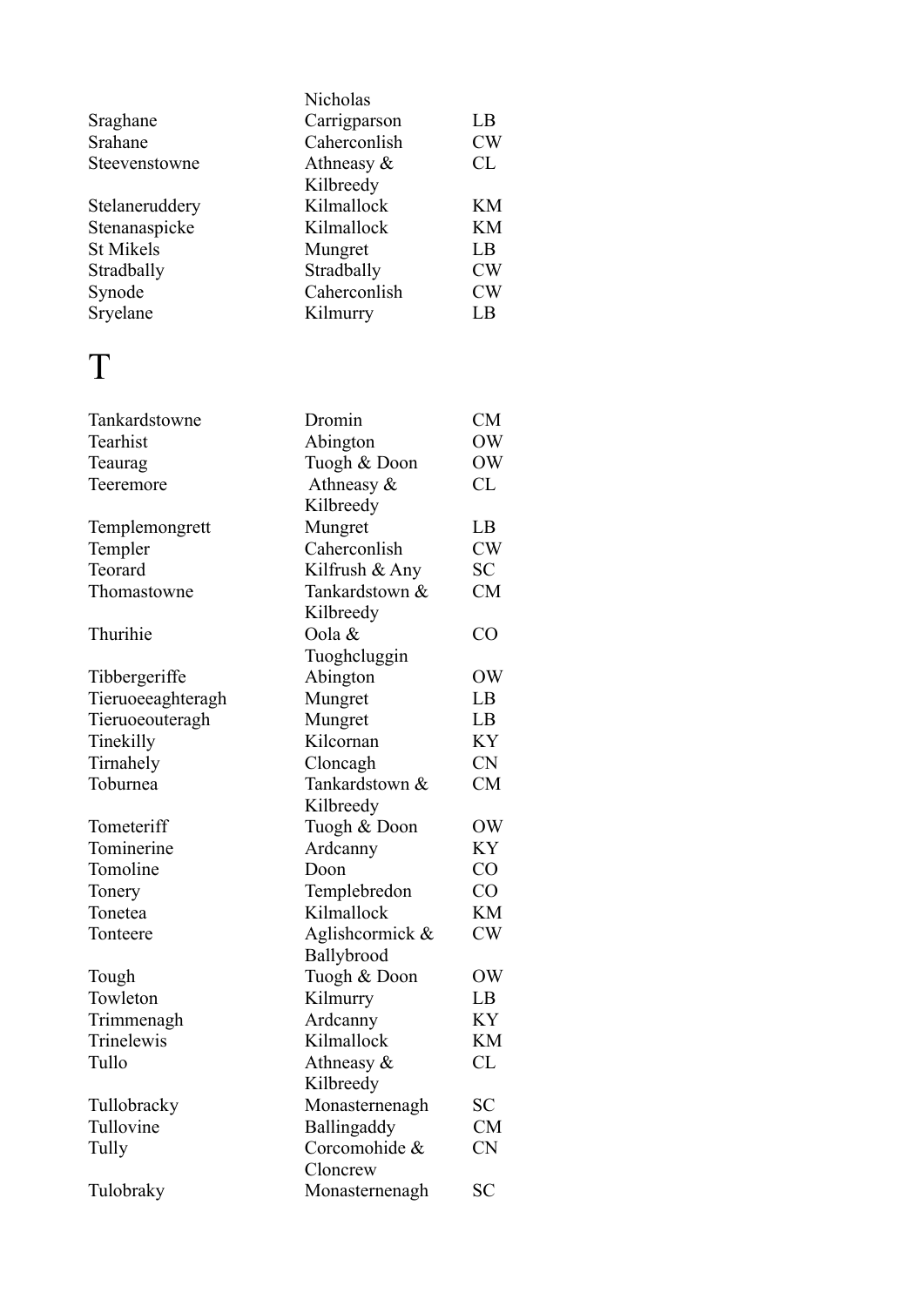| | | |
|---|---|---|
| | Nicholas | |
| Sraghane | Carrigparson | LB |
| Srahane | Caherconlish | CW |
| Steevenstowne | Athneasy & Kilbreedy | CL |
| Stelaneruddery | Kilmallock | KM |
| Stenanaspicke | Kilmallock | KM |
| St Mikels | Mungret | LB |
| Stradbally | Stradbally | CW |
| Synode | Caherconlish | CW |
| Sryelane | Kilmurry | LB |

# T

| | | |
|---|---|---|
| Tankardstowne | Dromin | CM |
| Tearhist | Abington | OW |
| Teaurag | Tuogh & Doon | OW |
| Teeremore | Athneasy & Kilbreedy | CL |
| Templemongrett | Mungret | LB |
| Templer | Caherconlish | CW |
| Teorard | Kilfrush & Any | SC |
| Thomastowne | Tankardstown & Kilbreedy | CM |
| Thurihie | Oola & Tuoghcluggin | CO |
| Tibbergeriffe | Abington | OW |
| Tieruoeeaghteragh | Mungret | LB |
| Tieruoeouteragh | Mungret | LB |
| Tinekilly | Kilcornan | KY |
| Tirnahely | Cloncagh | CN |
| Toburnea | Tankardstown & Kilbreedy | CM |
| Tometeriff | Tuogh & Doon | OW |
| Tominerine | Ardcanny | KY |
| Tomoline | Doon | CO |
| Tonery | Templebredon | CO |
| Tonetea | Kilmallock | KM |
| Tonteere | Aglishcormick & Ballybrood | CW |
| Tough | Tuogh & Doon | OW |
| Towleton | Kilmurry | LB |
| Trimmenagh | Ardcanny | KY |
| Trinelewis | Kilmallock | KM |
| Tullo | Athneasy & Kilbreedy | CL |
| Tullobracky | Monasternenagh | SC |
| Tullovine | Ballingaddy | CM |
| Tully | Corcomohide & Cloncrew | CN |
| Tulobraky | Monasternenagh | SC |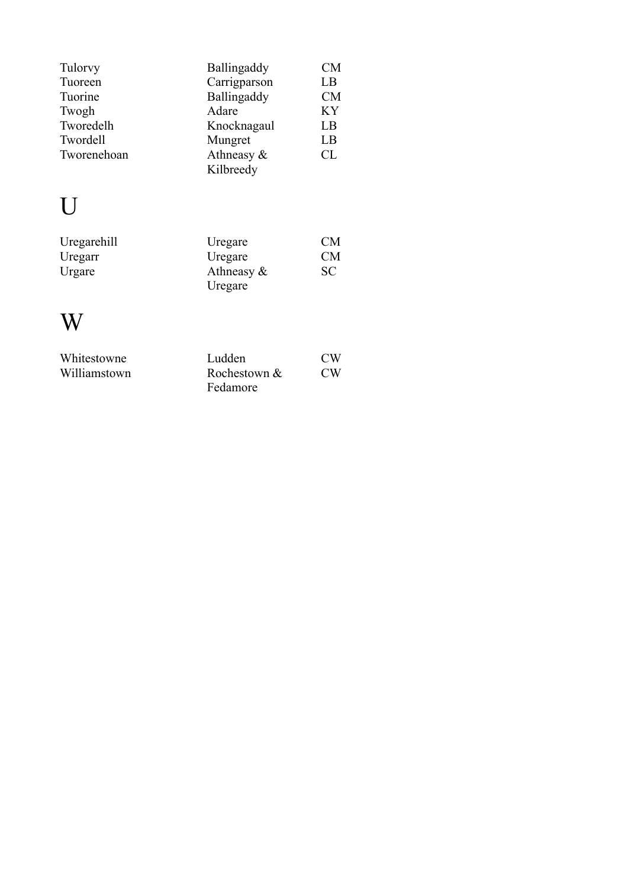| | | |
|---|---|---|
| Tulorvy | Ballingaddy | CM |
| Tuoreen | Carrigparson | LB |
| Tuorine | Ballingaddy | CM |
| Twogh | Adare | KY |
| Tworedelh | Knocknagaul | LB |
| Twordell | Mungret | LB |
| Tworenehoan | Athneasy & Kilbreedy | CL |

# U

| | | |
|---|---|---|
| Uregarehill | Uregare | CM |
| Uregarr | Uregare | CM |
| Urgare | Athneasy & Uregare | SC |

# W

| | | |
|---|---|---|
| Whitestowne | Ludden | CW |
| Williamstown | Rochestown & Fedamore | CW |